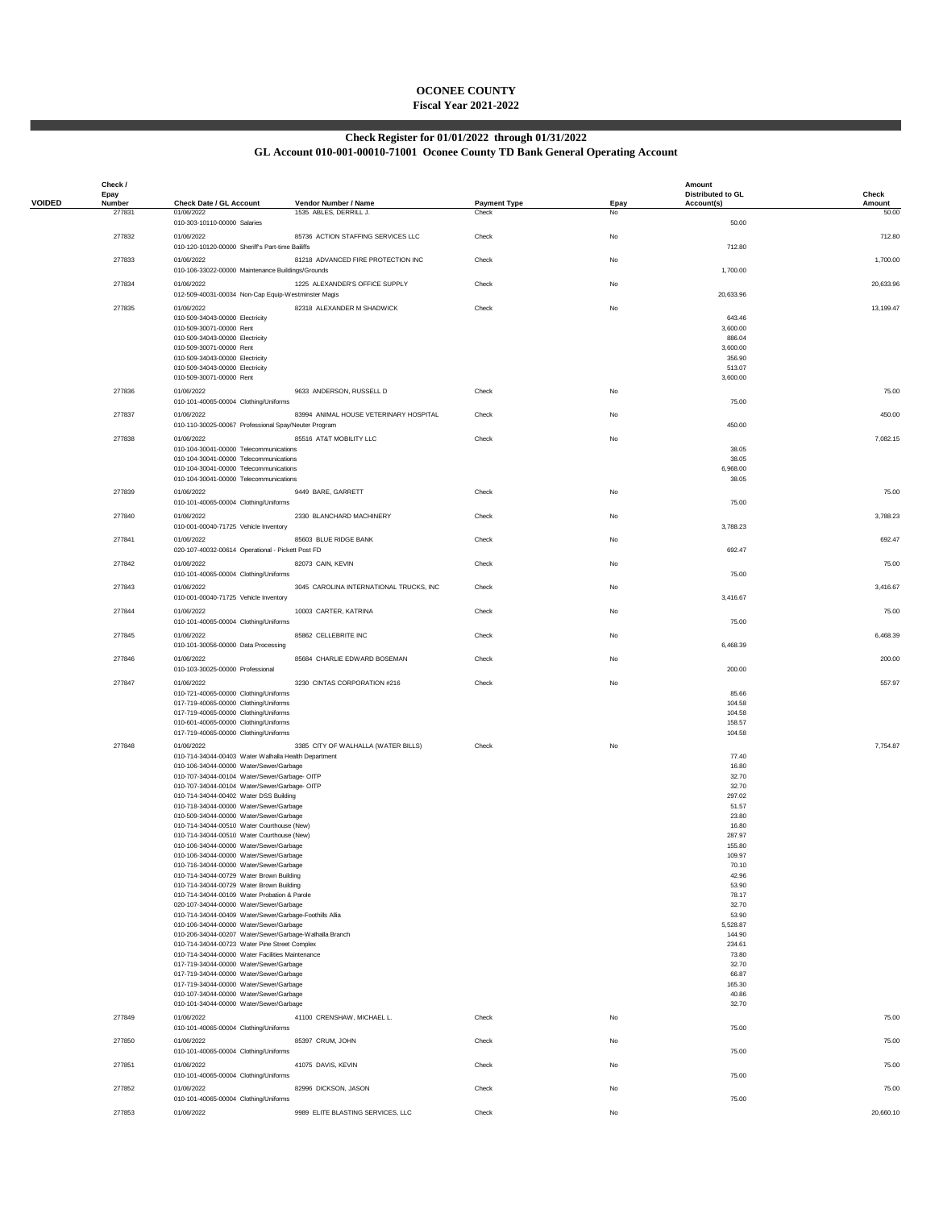# OCONEE COUNTY
## Fiscal Year 2021-2022

### Check Register for 01/01/2022 through 01/31/2022
### GL Account 010-001-00010-71001 Oconee County TD Bank General Operating Account

| VOIDED | Check / Epay Number | Check Date / GL Account | Vendor Number / Name | Payment Type | Epay | Amount Distributed to GL Account(s) | Check Amount |
|---|---|---|---|---|---|---|---|
| | 277831 | 01/06/2022 | 1535 ABLES, DERRILL J. | Check | No | | 50.00 |
| | | 010-303-10110-00000 Salaries | | | | 50.00 | |
| | 277832 | 01/06/2022 | 85736 ACTION STAFFING SERVICES LLC | Check | No | | 712.80 |
| | | 010-120-10120-00000 Sheriff's Part-time Bailiffs | | | | 712.80 | |
| | 277833 | 01/06/2022 | 81218 ADVANCED FIRE PROTECTION INC | Check | No | | 1,700.00 |
| | | 010-106-33022-00000 Maintenance Buildings/Grounds | | | | 1,700.00 | |
| | 277834 | 01/06/2022 | 1225 ALEXANDER'S OFFICE SUPPLY | Check | No | | 20,633.96 |
| | | 012-509-40031-00034 Non-Cap Equip-Westminster Magis | | | | 20,633.96 | |
| | 277835 | 01/06/2022 | 82318 ALEXANDER M SHADWICK | Check | No | | 13,199.47 |
| | | 010-509-34043-00000 Electricity | | | | 643.46 | |
| | | 010-509-30071-00000 Rent | | | | 3,600.00 | |
| | | 010-509-34043-00000 Electricity | | | | 886.04 | |
| | | 010-509-30071-00000 Rent | | | | 3,600.00 | |
| | | 010-509-34043-00000 Electricity | | | | 356.90 | |
| | | 010-509-34043-00000 Electricity | | | | 513.07 | |
| | | 010-509-30071-00000 Rent | | | | 3,600.00 | |
| | 277836 | 01/06/2022 | 9633 ANDERSON, RUSSELL D | Check | No | | 75.00 |
| | | 010-101-40065-00004 Clothing/Uniforms | | | | 75.00 | |
| | 277837 | 01/06/2022 | 83994 ANIMAL HOUSE VETERINARY HOSPITAL | Check | No | | 450.00 |
| | | 010-110-30025-00067 Professional Spay/Neuter Program | | | | 450.00 | |
| | 277838 | 01/06/2022 | 85516 AT&T MOBILITY LLC | Check | No | | 7,082.15 |
| | | 010-104-30041-00000 Telecommunications | | | | 38.05 | |
| | | 010-104-30041-00000 Telecommunications | | | | 38.05 | |
| | | 010-104-30041-00000 Telecommunications | | | | 6,968.00 | |
| | | 010-104-30041-00000 Telecommunications | | | | 38.05 | |
| | 277839 | 01/06/2022 | 9449 BARE, GARRETT | Check | No | | 75.00 |
| | | 010-101-40065-00004 Clothing/Uniforms | | | | 75.00 | |
| | 277840 | 01/06/2022 | 2330 BLANCHARD MACHINERY | Check | No | | 3,788.23 |
| | | 010-001-00040-71725 Vehicle Inventory | | | | 3,788.23 | |
| | 277841 | 01/06/2022 | 85603 BLUE RIDGE BANK | Check | No | | 692.47 |
| | | 020-107-40032-00614 Operational - Pickett Post FD | | | | 692.47 | |
| | 277842 | 01/06/2022 | 82073 CAIN, KEVIN | Check | No | | 75.00 |
| | | 010-101-40065-00004 Clothing/Uniforms | | | | 75.00 | |
| | 277843 | 01/06/2022 | 3045 CAROLINA INTERNATIONAL TRUCKS, INC | Check | No | | 3,416.67 |
| | | 010-001-00040-71725 Vehicle Inventory | | | | 3,416.67 | |
| | 277844 | 01/06/2022 | 10003 CARTER, KATRINA | Check | No | | 75.00 |
| | | 010-101-40065-00004 Clothing/Uniforms | | | | 75.00 | |
| | 277845 | 01/06/2022 | 85862 CELLEBRITE INC | Check | No | | 6,468.39 |
| | | 010-101-30056-00000 Data Processing | | | | 6,468.39 | |
| | 277846 | 01/06/2022 | 85684 CHARLIE EDWARD BOSEMAN | Check | No | | 200.00 |
| | | 010-103-30025-00000 Professional | | | | 200.00 | |
| | 277847 | 01/06/2022 | 3230 CINTAS CORPORATION #216 | Check | No | | 557.97 |
| | | 010-721-40065-00000 Clothing/Uniforms | | | | 85.66 | |
| | | 017-719-40065-00000 Clothing/Uniforms | | | | 104.58 | |
| | | 017-719-40065-00000 Clothing/Uniforms | | | | 104.58 | |
| | | 010-601-40065-00000 Clothing/Uniforms | | | | 158.57 | |
| | | 017-719-40065-00000 Clothing/Uniforms | | | | 104.58 | |
| | 277848 | 01/06/2022 | 3385 CITY OF WALHALLA (WATER BILLS) | Check | No | | 7,754.87 |
| | | 010-714-34044-00403 Water Walhalla Health Department | | | | 77.40 | |
| | | 010-106-34044-00000 Water/Sewer/Garbage | | | | 16.80 | |
| | | 010-707-34044-00104 Water/Sewer/Garbage- OITP | | | | 32.70 | |
| | | 010-707-34044-00104 Water/Sewer/Garbage- OITP | | | | 32.70 | |
| | | 010-714-34044-00402 Water DSS Building | | | | 297.02 | |
| | | 010-718-34044-00000 Water/Sewer/Garbage | | | | 51.57 | |
| | | 010-509-34044-00000 Water/Sewer/Garbage | | | | 23.80 | |
| | | 010-714-34044-00510 Water Courthouse (New) | | | | 16.80 | |
| | | 010-714-34044-00510 Water Courthouse (New) | | | | 287.97 | |
| | | 010-106-34044-00000 Water/Sewer/Garbage | | | | 155.80 | |
| | | 010-106-34044-00000 Water/Sewer/Garbage | | | | 109.97 | |
| | | 010-716-34044-00000 Water/Sewer/Garbage | | | | 70.10 | |
| | | 010-714-34044-00729 Water Brown Building | | | | 42.96 | |
| | | 010-714-34044-00729 Water Brown Building | | | | 53.90 | |
| | | 010-714-34044-00109 Water Probation & Parole | | | | 78.17 | |
| | | 020-107-34044-00000 Water/Sewer/Garbage | | | | 32.70 | |
| | | 010-714-34044-00409 Water/Sewer/Garbage-Foothills Allia | | | | 53.90 | |
| | | 010-106-34044-00000 Water/Sewer/Garbage | | | | 5,528.87 | |
| | | 010-206-34044-00207 Water/Sewer/Garbage-Walhalla Branch | | | | 144.90 | |
| | | 010-714-34044-00723 Water Pine Street Complex | | | | 234.61 | |
| | | 010-714-34044-00000 Water Facilities Maintenance | | | | 73.80 | |
| | | 017-719-34044-00000 Water/Sewer/Garbage | | | | 32.70 | |
| | | 017-719-34044-00000 Water/Sewer/Garbage | | | | 66.87 | |
| | | 017-719-34044-00000 Water/Sewer/Garbage | | | | 165.30 | |
| | | 010-107-34044-00000 Water/Sewer/Garbage | | | | 40.86 | |
| | | 010-101-34044-00000 Water/Sewer/Garbage | | | | 32.70 | |
| | 277849 | 01/06/2022 | 41100 CRENSHAW, MICHAEL L. | Check | No | | 75.00 |
| | | 010-101-40065-00004 Clothing/Uniforms | | | | 75.00 | |
| | 277850 | 01/06/2022 | 85397 CRUM, JOHN | Check | No | | 75.00 |
| | | 010-101-40065-00004 Clothing/Uniforms | | | | 75.00 | |
| | 277851 | 01/06/2022 | 41075 DAVIS, KEVIN | Check | No | | 75.00 |
| | | 010-101-40065-00004 Clothing/Uniforms | | | | 75.00 | |
| | 277852 | 01/06/2022 | 82996 DICKSON, JASON | Check | No | | 75.00 |
| | | 010-101-40065-00004 Clothing/Uniforms | | | | 75.00 | |
| | 277853 | 01/06/2022 | 9989 ELITE BLASTING SERVICES, LLC | Check | No | | 20,660.10 |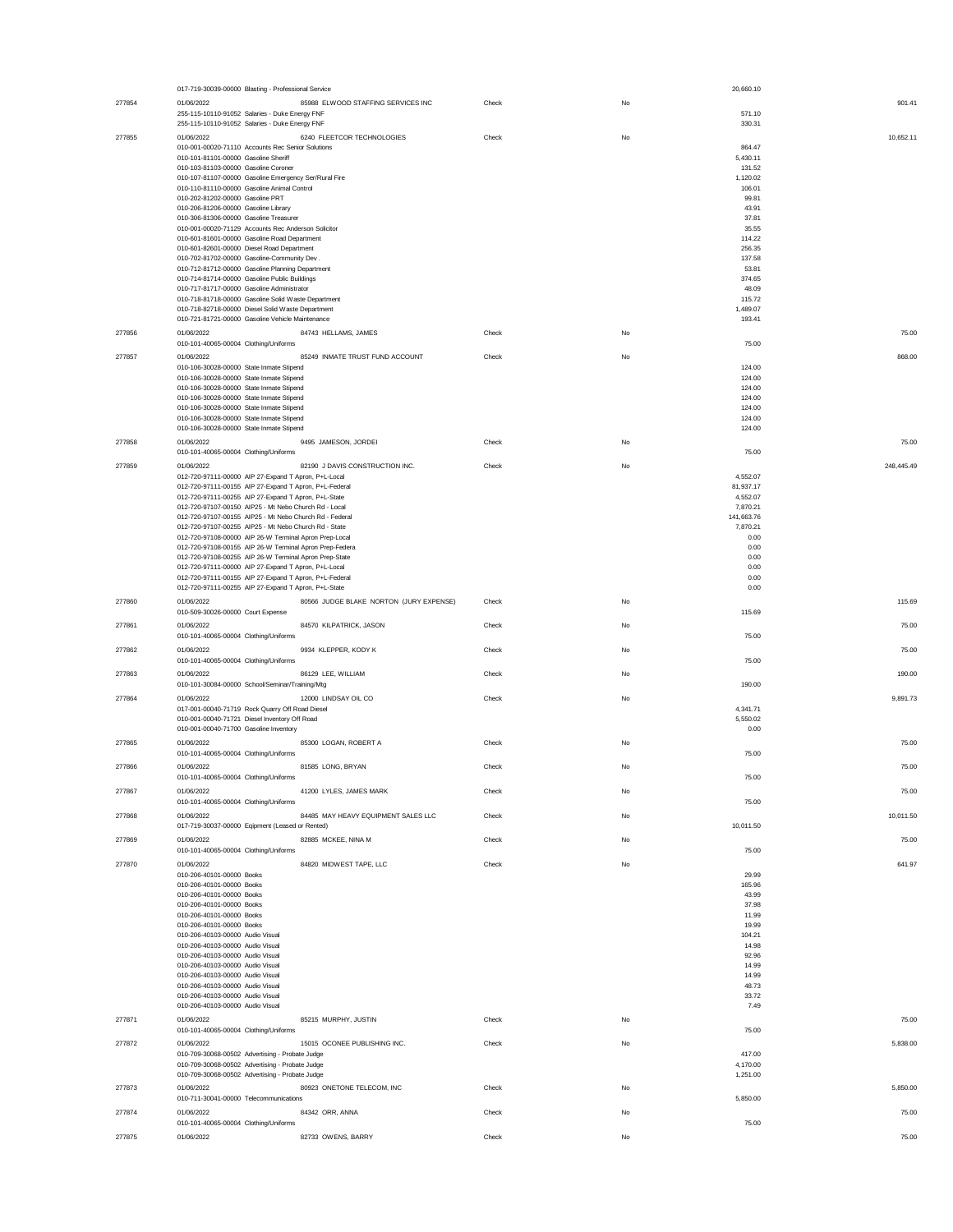| Check # | Date / Account | Vendor | Type | Void | Line Amount | Check Amount |
|---|---|---|---|---|---|---|
| | 017-719-30039-00000 Blasting - Professional Service | | | | 20,660.10 | |
| 277854 | 01/06/2022 | 85988 ELWOOD STAFFING SERVICES INC | Check | No | | 901.41 |
| | 255-115-10110-91052 Salaries - Duke Energy FNF | | | | 571.10 | |
| | 255-115-10110-91052 Salaries - Duke Energy FNF | | | | 330.31 | |
| 277855 | 01/06/2022 | 6240 FLEETCOR TECHNOLOGIES | Check | No | | 10,652.11 |
| | 010-001-00020-71110 Accounts Rec Senior Solutions | | | | 864.47 | |
| | 010-101-81101-00000 Gasoline Sheriff | | | | 5,430.11 | |
| | 010-103-81103-00000 Gasoline Coroner | | | | 131.52 | |
| | 010-107-81107-00000 Gasoline Emergency Ser/Rural Fire | | | | 1,120.02 | |
| | 010-110-81110-00000 Gasoline Animal Control | | | | 106.01 | |
| | 010-202-81202-00000 Gasoline PRT | | | | 99.81 | |
| | 010-206-81206-00000 Gasoline Library | | | | 43.91 | |
| | 010-306-81306-00000 Gasoline Treasurer | | | | 37.81 | |
| | 010-001-00020-71129 Accounts Rec Anderson Solicitor | | | | 35.55 | |
| | 010-601-81601-00000 Gasoline Road Department | | | | 114.22 | |
| | 010-601-82601-00000 Diesel Road Department | | | | 256.35 | |
| | 010-702-81702-00000 Gasoline-Community Dev . | | | | 137.58 | |
| | 010-712-81712-00000 Gasoline Planning Department | | | | 53.81 | |
| | 010-714-81714-00000 Gasoline Public Buildings | | | | 374.65 | |
| | 010-717-81717-00000 Gasoline Administrator | | | | 48.09 | |
| | 010-718-81718-00000 Gasoline Solid Waste Department | | | | 115.72 | |
| | 010-718-82718-00000 Diesel Solid Waste Department | | | | 1,489.07 | |
| | 010-721-81721-00000 Gasoline Vehicle Maintenance | | | | 193.41 | |
| 277856 | 01/06/2022 | 84743 HELLAMS, JAMES | Check | No | | 75.00 |
| | 010-101-40065-00004 Clothing/Uniforms | | | | 75.00 | |
| 277857 | 01/06/2022 | 85249 INMATE TRUST FUND ACCOUNT | Check | No | | 868.00 |
| | 010-106-30028-00000 State Inmate Stipend | | | | 124.00 | |
| | 010-106-30028-00000 State Inmate Stipend | | | | 124.00 | |
| | 010-106-30028-00000 State Inmate Stipend | | | | 124.00 | |
| | 010-106-30028-00000 State Inmate Stipend | | | | 124.00 | |
| | 010-106-30028-00000 State Inmate Stipend | | | | 124.00 | |
| | 010-106-30028-00000 State Inmate Stipend | | | | 124.00 | |
| | 010-106-30028-00000 State Inmate Stipend | | | | 124.00 | |
| 277858 | 01/06/2022 | 9495 JAMESON, JORDEI | Check | No | | 75.00 |
| | 010-101-40065-00004 Clothing/Uniforms | | | | 75.00 | |
| 277859 | 01/06/2022 | 82190 J DAVIS CONSTRUCTION INC. | Check | No | | 248,445.49 |
| | 012-720-97111-00000 AIP 27-Expand T Apron, P+L-Local | | | | 4,552.07 | |
| | 012-720-97111-00155 AIP 27-Expand T Apron, P+L-Federal | | | | 81,937.17 | |
| | 012-720-97111-00255 AIP 27-Expand T Apron, P+L-State | | | | 4,552.07 | |
| | 012-720-97107-00150 AIP25 - Mt Nebo Church Rd - Local | | | | 7,870.21 | |
| | 012-720-97107-00155 AIP25 - Mt Nebo Church Rd - Federal | | | | 141,663.76 | |
| | 012-720-97107-00255 AIP25 - Mt Nebo Church Rd - State | | | | 7,870.21 | |
| | 012-720-97108-00000 AIP 26-W Terminal Apron Prep-Local | | | | 0.00 | |
| | 012-720-97108-00155 AIP 26-W Terminal Apron Prep-Federa | | | | 0.00 | |
| | 012-720-97108-00255 AIP 26-W Terminal Apron Prep-State | | | | 0.00 | |
| | 012-720-97111-00000 AIP 27-Expand T Apron, P+L-Local | | | | 0.00 | |
| | 012-720-97111-00155 AIP 27-Expand T Apron, P+L-Federal | | | | 0.00 | |
| | 012-720-97111-00255 AIP 27-Expand T Apron, P+L-State | | | | 0.00 | |
| 277860 | 01/06/2022 | 80566 JUDGE BLAKE NORTON (JURY EXPENSE) | Check | No | | 115.69 |
| | 010-509-30026-00000 Court Expense | | | | 115.69 | |
| 277861 | 01/06/2022 | 84570 KILPATRICK, JASON | Check | No | | 75.00 |
| | 010-101-40065-00004 Clothing/Uniforms | | | | 75.00 | |
| 277862 | 01/06/2022 | 9934 KLEPPER, KODY K | Check | No | | 75.00 |
| | 010-101-40065-00004 Clothing/Uniforms | | | | 75.00 | |
| 277863 | 01/06/2022 | 86129 LEE, WILLIAM | Check | No | | 190.00 |
| | 010-101-30084-00000 School/Seminar/Training/Mtg | | | | 190.00 | |
| 277864 | 01/06/2022 | 12000 LINDSAY OIL CO | Check | No | | 9,891.73 |
| | 017-001-00040-71719 Rock Quarry Off Road Diesel | | | | 4,341.71 | |
| | 010-001-00040-71721 Diesel Inventory Off Road | | | | 5,550.02 | |
| | 010-001-00040-71700 Gasoline Inventory | | | | 0.00 | |
| 277865 | 01/06/2022 | 85300 LOGAN, ROBERT A | Check | No | | 75.00 |
| | 010-101-40065-00004 Clothing/Uniforms | | | | 75.00 | |
| 277866 | 01/06/2022 | 81585 LONG, BRYAN | Check | No | | 75.00 |
| | 010-101-40065-00004 Clothing/Uniforms | | | | 75.00 | |
| 277867 | 01/06/2022 | 41200 LYLES, JAMES MARK | Check | No | | 75.00 |
| | 010-101-40065-00004 Clothing/Uniforms | | | | 75.00 | |
| 277868 | 01/06/2022 | 84485 MAY HEAVY EQUIPMENT SALES LLC | Check | No | | 10,011.50 |
| | 017-719-30037-00000 Eqipment (Leased or Rented) | | | | 10,011.50 | |
| 277869 | 01/06/2022 | 82885 MCKEE, NINA M | Check | No | | 75.00 |
| | 010-101-40065-00004 Clothing/Uniforms | | | | 75.00 | |
| 277870 | 01/06/2022 | 84820 MIDWEST TAPE, LLC | Check | No | | 641.97 |
| | 010-206-40101-00000 Books | | | | 29.99 | |
| | 010-206-40101-00000 Books | | | | 165.96 | |
| | 010-206-40101-00000 Books | | | | 43.99 | |
| | 010-206-40101-00000 Books | | | | 37.98 | |
| | 010-206-40101-00000 Books | | | | 11.99 | |
| | 010-206-40101-00000 Books | | | | 19.99 | |
| | 010-206-40103-00000 Audio Visual | | | | 104.21 | |
| | 010-206-40103-00000 Audio Visual | | | | 14.98 | |
| | 010-206-40103-00000 Audio Visual | | | | 92.96 | |
| | 010-206-40103-00000 Audio Visual | | | | 14.99 | |
| | 010-206-40103-00000 Audio Visual | | | | 14.99 | |
| | 010-206-40103-00000 Audio Visual | | | | 48.73 | |
| | 010-206-40103-00000 Audio Visual | | | | 33.72 | |
| | 010-206-40103-00000 Audio Visual | | | | 7.49 | |
| 277871 | 01/06/2022 | 85215 MURPHY, JUSTIN | Check | No | | 75.00 |
| | 010-101-40065-00004 Clothing/Uniforms | | | | 75.00 | |
| 277872 | 01/06/2022 | 15015 OCONEE PUBLISHING INC. | Check | No | | 5,838.00 |
| | 010-709-30068-00502 Advertising - Probate Judge | | | | 417.00 | |
| | 010-709-30068-00502 Advertising - Probate Judge | | | | 4,170.00 | |
| | 010-709-30068-00502 Advertising - Probate Judge | | | | 1,251.00 | |
| 277873 | 01/06/2022 | 80923 ONETONE TELECOM, INC | Check | No | | 5,850.00 |
| | 010-711-30041-00000 Telecommunications | | | | 5,850.00 | |
| 277874 | 01/06/2022 | 84342 ORR, ANNA | Check | No | | 75.00 |
| | 010-101-40065-00004 Clothing/Uniforms | | | | 75.00 | |
| 277875 | 01/06/2022 | 82733 OWENS, BARRY | Check | No | | 75.00 |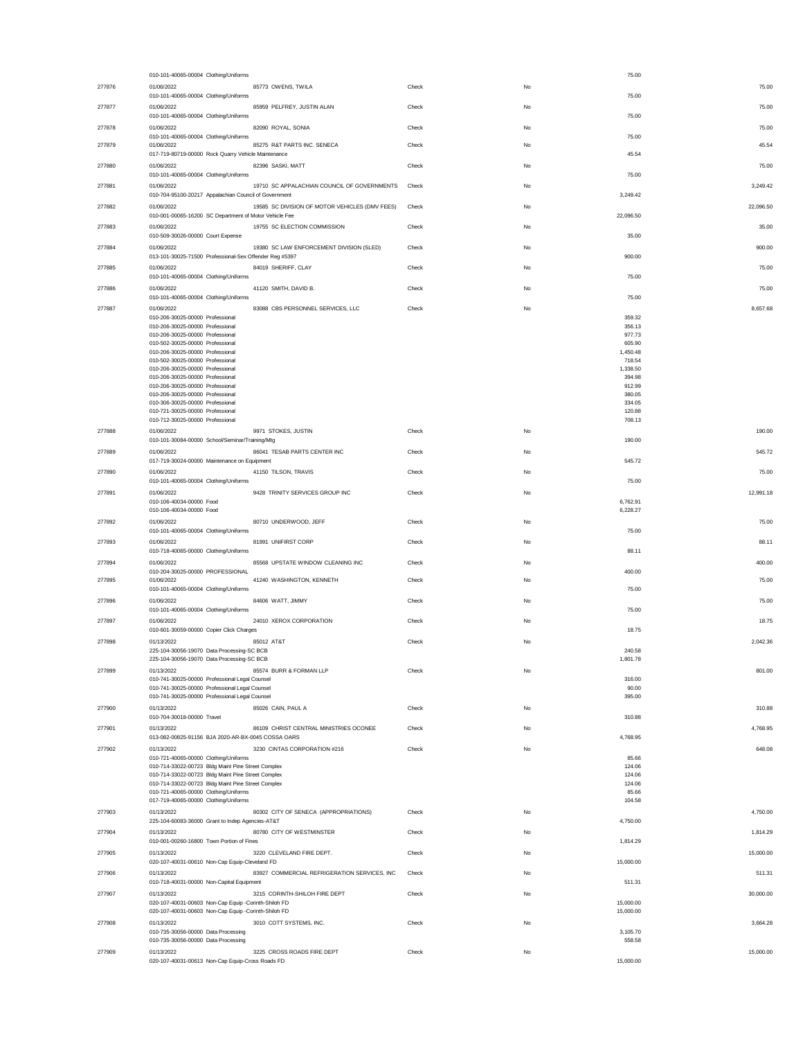| Check # | Date / Account | Vendor | Type | Void | Line Amount | Check Amount |
|---|---|---|---|---|---|---|
| | 010-101-40065-00004 Clothing/Uniforms | | | | 75.00 | |
| 277876 | 01/06/2022 | 85773 OWENS, TWILA | Check | No | | 75.00 |
| | 010-101-40065-00004 Clothing/Uniforms | | | | 75.00 | |
| 277877 | 01/06/2022 | 85959 PELFREY, JUSTIN ALAN | Check | No | | 75.00 |
| | 010-101-40065-00004 Clothing/Uniforms | | | | 75.00 | |
| 277878 | 01/06/2022 | 82090 ROYAL, SONIA | Check | No | | 75.00 |
| | 010-101-40065-00004 Clothing/Uniforms | | | | 75.00 | |
| 277879 | 01/06/2022 | 85275 R&T PARTS INC. SENECA | Check | No | | 45.54 |
| | 017-719-80719-00000 Rock Quarry Vehicle Maintenance | | | | 45.54 | |
| 277880 | 01/06/2022 | 82396 SASKI, MATT | Check | No | | 75.00 |
| | 010-101-40065-00004 Clothing/Uniforms | | | | 75.00 | |
| 277881 | 01/06/2022 | 19710 SC APPALACHIAN COUNCIL OF GOVERNMENTS | Check | No | | 3,249.42 |
| | 010-704-95100-20217 Appalachian Council of Government | | | | 3,249.42 | |
| 277882 | 01/06/2022 | 19585 SC DIVISION OF MOTOR VEHICLES (DMV FEES) | Check | No | | 22,096.50 |
| | 010-001-00065-16200 SC Department of Motor Vehicle Fee | | | | 22,096.50 | |
| 277883 | 01/06/2022 | 19755 SC ELECTION COMMISSION | Check | No | | 35.00 |
| | 010-509-30026-00000 Court Expense | | | | 35.00 | |
| 277884 | 01/06/2022 | 19380 SC LAW ENFORCEMENT DIVISION (SLED) | Check | No | | 900.00 |
| | 013-101-30025-71500 Professional-Sex Offender Reg #5397 | | | | 900.00 | |
| 277885 | 01/06/2022 | 84019 SHERIFF, CLAY | Check | No | | 75.00 |
| | 010-101-40065-00004 Clothing/Uniforms | | | | 75.00 | |
| 277886 | 01/06/2022 | 41120 SMITH, DAVID B. | Check | No | | 75.00 |
| | 010-101-40065-00004 Clothing/Uniforms | | | | 75.00 | |
| 277887 | 01/06/2022 | 83088 CBS PERSONNEL SERVICES, LLC | Check | No | | 8,657.68 |
| | 010-206-30025-00000 Professional | | | | 359.32 | |
| | 010-206-30025-00000 Professional | | | | 356.13 | |
| | 010-206-30025-00000 Professional | | | | 977.73 | |
| | 010-502-30025-00000 Professional | | | | 605.90 | |
| | 010-206-30025-00000 Professional | | | | 1,450.48 | |
| | 010-502-30025-00000 Professional | | | | 718.54 | |
| | 010-206-30025-00000 Professional | | | | 1,338.50 | |
| | 010-206-30025-00000 Professional | | | | 394.98 | |
| | 010-206-30025-00000 Professional | | | | 912.99 | |
| | 010-206-30025-00000 Professional | | | | 380.05 | |
| | 010-306-30025-00000 Professional | | | | 334.05 | |
| | 010-721-30025-00000 Professional | | | | 120.88 | |
| | 010-712-30025-00000 Professional | | | | 708.13 | |
| 277888 | 01/06/2022 | 9971 STOKES, JUSTIN | Check | No | | 190.00 |
| | 010-101-30084-00000 School/Seminar/Training/Mtg | | | | 190.00 | |
| 277889 | 01/06/2022 | 86041 TESAB PARTS CENTER INC | Check | No | | 545.72 |
| | 017-719-30024-00000 Maintenance on Equipment | | | | 545.72 | |
| 277890 | 01/06/2022 | 41150 TILSON, TRAVIS | Check | No | | 75.00 |
| | 010-101-40065-00004 Clothing/Uniforms | | | | 75.00 | |
| 277891 | 01/06/2022 | 9428 TRINITY SERVICES GROUP INC | Check | No | | 12,991.18 |
| | 010-106-40034-00000 Food | | | | 6,762.91 | |
| | 010-106-40034-00000 Food | | | | 6,228.27 | |
| 277892 | 01/06/2022 | 80710 UNDERWOOD, JEFF | Check | No | | 75.00 |
| | 010-101-40065-00004 Clothing/Uniforms | | | | 75.00 | |
| 277893 | 01/06/2022 | 81991 UNIFIRST CORP | Check | No | | 88.11 |
| | 010-718-40065-00000 Clothing/Uniforms | | | | 88.11 | |
| 277894 | 01/06/2022 | 85568 UPSTATE WINDOW CLEANING INC | Check | No | | 400.00 |
| | 010-204-30025-00000 PROFESSIONAL | | | | 400.00 | |
| 277895 | 01/06/2022 | 41240 WASHINGTON, KENNETH | Check | No | | 75.00 |
| | 010-101-40065-00004 Clothing/Uniforms | | | | 75.00 | |
| 277896 | 01/06/2022 | 84606 WATT, JIMMY | Check | No | | 75.00 |
| | 010-101-40065-00004 Clothing/Uniforms | | | | 75.00 | |
| 277897 | 01/06/2022 | 24010 XEROX CORPORATION | Check | No | | 18.75 |
| | 010-601-30059-00000 Copier Click Charges | | | | 18.75 | |
| 277898 | 01/13/2022 | 85012 AT&T | Check | No | | 2,042.36 |
| | 225-104-30056-19070 Data Processing-SC BCB | | | | 240.58 | |
| | 225-104-30056-19070 Data Processing-SC BCB | | | | 1,801.78 | |
| 277899 | 01/13/2022 | 85574 BURR & FORMAN LLP | Check | No | | 801.00 |
| | 010-741-30025-00000 Professional Legal Counsel | | | | 316.00 | |
| | 010-741-30025-00000 Professional Legal Counsel | | | | 90.00 | |
| | 010-741-30025-00000 Professional Legal Counsel | | | | 395.00 | |
| 277900 | 01/13/2022 | 85026 CAIN, PAUL A | Check | No | | 310.88 |
| | 010-704-30018-00000 Travel | | | | 310.88 | |
| 277901 | 01/13/2022 | 86109 CHRIST CENTRAL MINISTRIES OCONEE | Check | No | | 4,768.95 |
| | 013-082-00825-91156 BJA 2020-AR-BX-0045 COSSA OARS | | | | 4,768.95 | |
| 277902 | 01/13/2022 | 3230 CINTAS CORPORATION #216 | Check | No | | 648.08 |
| | 010-721-40065-00000 Clothing/Uniforms | | | | 85.66 | |
| | 010-714-33022-00723 Bldg Maint Pine Street Complex | | | | 124.06 | |
| | 010-714-33022-00723 Bldg Maint Pine Street Complex | | | | 124.06 | |
| | 010-714-33022-00723 Bldg Maint Pine Street Complex | | | | 124.06 | |
| | 010-721-40065-00000 Clothing/Uniforms | | | | 85.66 | |
| | 017-719-40065-00000 Clothing/Uniforms | | | | 104.58 | |
| 277903 | 01/13/2022 | 80302 CITY OF SENECA (APPROPRIATIONS) | Check | No | | 4,750.00 |
| | 225-104-60083-36000 Grant to Indep Agencies-AT&T | | | | 4,750.00 | |
| 277904 | 01/13/2022 | 80780 CITY OF WESTMINSTER | Check | No | | 1,814.29 |
| | 010-001-00260-16800 Town Portion of Fines | | | | 1,814.29 | |
| 277905 | 01/13/2022 | 3220 CLEVELAND FIRE DEPT. | Check | No | | 15,000.00 |
| | 020-107-40031-00610 Non-Cap Equip-Cleveland FD | | | | 15,000.00 | |
| 277906 | 01/13/2022 | 83927 COMMERCIAL REFRIGERATION SERVICES, INC | Check | No | | 511.31 |
| | 010-718-40031-00000 Non-Capital Equipment | | | | 511.31 | |
| 277907 | 01/13/2022 | 3215 CORINTH-SHILOH FIRE DEPT | Check | No | | 30,000.00 |
| | 020-107-40031-00603 Non-Cap Equip -Corinth-Shiloh FD | | | | 15,000.00 | |
| | 020-107-40031-00603 Non-Cap Equip -Corinth-Shiloh FD | | | | 15,000.00 | |
| 277908 | 01/13/2022 | 3010 COTT SYSTEMS, INC. | Check | No | | 3,664.28 |
| | 010-735-30056-00000 Data Processing | | | | 3,105.70 | |
| | 010-735-30056-00000 Data Processing | | | | 558.58 | |
| 277909 | 01/13/2022 | 3225 CROSS ROADS FIRE DEPT | Check | No | | 15,000.00 |
| | 020-107-40031-00613 Non-Cap Equip-Cross Roads FD | | | | 15,000.00 | |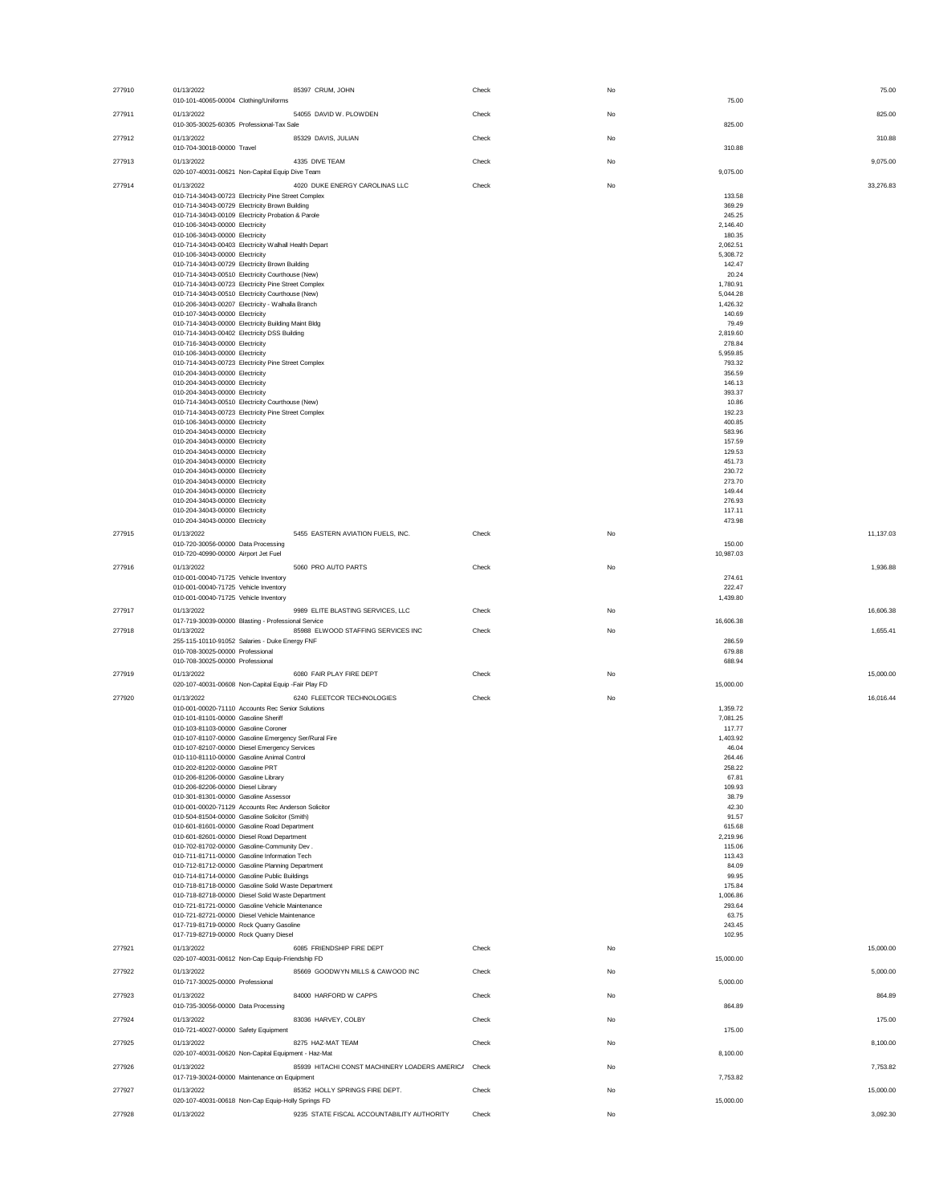| Check # | Date / Account | Vendor | Type | Void | Line Amount | Check Amount |
|---|---|---|---|---|---|---|
| 277910 | 01/13/2022 | 85397 CRUM, JOHN | Check | No | | 75.00 |
| | 010-101-40065-00004 Clothing/Uniforms | | | | 75.00 | |
| 277911 | 01/13/2022 | 54055 DAVID W. PLOWDEN | Check | No | | 825.00 |
| | 010-305-30025-60305 Professional-Tax Sale | | | | 825.00 | |
| 277912 | 01/13/2022 | 85329 DAVIS, JULIAN | Check | No | | 310.88 |
| | 010-704-30018-00000 Travel | | | | 310.88 | |
| 277913 | 01/13/2022 | 4335 DIVE TEAM | Check | No | | 9,075.00 |
| | 020-107-40031-00621 Non-Capital Equip Dive Team | | | | 9,075.00 | |
| 277914 | 01/13/2022 | 4020 DUKE ENERGY CAROLINAS LLC | Check | No | | 33,276.83 |
| | 010-714-34043-00723 Electricity Pine Street Complex | | | | 133.58 | |
| | 010-714-34043-00729 Electricity Brown Building | | | | 369.29 | |
| | 010-714-34043-00109 Electricity Probation & Parole | | | | 245.25 | |
| | 010-106-34043-00000 Electricity | | | | 2,146.40 | |
| | 010-106-34043-00000 Electricity | | | | 180.35 | |
| | 010-714-34043-00403 Electricity Walhall Health Depart | | | | 2,062.51 | |
| | 010-106-34043-00000 Electricity | | | | 5,308.72 | |
| | 010-714-34043-00729 Electricity Brown Building | | | | 142.47 | |
| | 010-714-34043-00510 Electricity Courthouse (New) | | | | 20.24 | |
| | 010-714-34043-00723 Electricity Pine Street Complex | | | | 1,780.91 | |
| | 010-714-34043-00510 Electricity Courthouse (New) | | | | 5,044.28 | |
| | 010-206-34043-00207 Electricity - Walhalla Branch | | | | 1,426.32 | |
| | 010-107-34043-00000 Electricity | | | | 140.69 | |
| | 010-714-34043-00000 Electricity Building Maint Bldg | | | | 79.49 | |
| | 010-714-34043-00402 Electricity DSS Building | | | | 2,819.60 | |
| | 010-716-34043-00000 Electricity | | | | 278.84 | |
| | 010-106-34043-00000 Electricity | | | | 5,959.85 | |
| | 010-714-34043-00723 Electricity Pine Street Complex | | | | 793.32 | |
| | 010-204-34043-00000 Electricity | | | | 356.59 | |
| | 010-204-34043-00000 Electricity | | | | 146.13 | |
| | 010-204-34043-00000 Electricity | | | | 393.37 | |
| | 010-714-34043-00510 Electricity Courthouse (New) | | | | 10.86 | |
| | 010-714-34043-00723 Electricity Pine Street Complex | | | | 192.23 | |
| | 010-106-34043-00000 Electricity | | | | 400.85 | |
| | 010-204-34043-00000 Electricity | | | | 583.96 | |
| | 010-204-34043-00000 Electricity | | | | 157.59 | |
| | 010-204-34043-00000 Electricity | | | | 129.53 | |
| | 010-204-34043-00000 Electricity | | | | 451.73 | |
| | 010-204-34043-00000 Electricity | | | | 230.72 | |
| | 010-204-34043-00000 Electricity | | | | 273.70 | |
| | 010-204-34043-00000 Electricity | | | | 149.44 | |
| | 010-204-34043-00000 Electricity | | | | 276.93 | |
| | 010-204-34043-00000 Electricity | | | | 117.11 | |
| | 010-204-34043-00000 Electricity | | | | 473.98 | |
| 277915 | 01/13/2022 | 5455 EASTERN AVIATION FUELS, INC. | Check | No | | 11,137.03 |
| | 010-720-30056-00000 Data Processing | | | | 150.00 | |
| | 010-720-40990-00000 Airport Jet Fuel | | | | 10,987.03 | |
| 277916 | 01/13/2022 | 5060 PRO AUTO PARTS | Check | No | | 1,936.88 |
| | 010-001-00040-71725 Vehicle Inventory | | | | 274.61 | |
| | 010-001-00040-71725 Vehicle Inventory | | | | 222.47 | |
| | 010-001-00040-71725 Vehicle Inventory | | | | 1,439.80 | |
| 277917 | 01/13/2022 | 9989 ELITE BLASTING SERVICES, LLC | Check | No | | 16,606.38 |
| | 017-719-30039-00000 Blasting - Professional Service | | | | 16,606.38 | |
| 277918 | 01/13/2022 | 85988 ELWOOD STAFFING SERVICES INC | Check | No | | 1,655.41 |
| | 255-115-10110-91052 Salaries - Duke Energy FNF | | | | 286.59 | |
| | 010-708-30025-00000 Professional | | | | 679.88 | |
| | 010-708-30025-00000 Professional | | | | 688.94 | |
| 277919 | 01/13/2022 | 6080 FAIR PLAY FIRE DEPT | Check | No | | 15,000.00 |
| | 020-107-40031-00608 Non-Capital Equip -Fair Play FD | | | | 15,000.00 | |
| 277920 | 01/13/2022 | 6240 FLEETCOR TECHNOLOGIES | Check | No | | 16,016.44 |
| | 010-001-00020-71110 Accounts Rec Senior Solutions | | | | 1,359.72 | |
| | 010-101-81101-00000 Gasoline Sheriff | | | | 7,081.25 | |
| | 010-103-81103-00000 Gasoline Coroner | | | | 117.77 | |
| | 010-107-81107-00000 Gasoline Emergency Ser/Rural Fire | | | | 1,403.92 | |
| | 010-107-82107-00000 Diesel Emergency Services | | | | 46.04 | |
| | 010-110-81110-00000 Gasoline Animal Control | | | | 264.46 | |
| | 010-202-81202-00000 Gasoline PRT | | | | 258.22 | |
| | 010-206-81206-00000 Gasoline Library | | | | 67.81 | |
| | 010-206-82206-00000 Diesel Library | | | | 109.93 | |
| | 010-301-81301-00000 Gasoline Assessor | | | | 38.79 | |
| | 010-001-00020-71129 Accounts Rec Anderson Solicitor | | | | 42.30 | |
| | 010-504-81504-00000 Gasoline Solicitor (Smith) | | | | 91.57 | |
| | 010-601-81601-00000 Gasoline Road Department | | | | 615.68 | |
| | 010-601-82601-00000 Diesel Road Department | | | | 2,219.96 | |
| | 010-702-81702-00000 Gasoline-Community Dev . | | | | 115.06 | |
| | 010-711-81711-00000 Gasoline Information Tech | | | | 113.43 | |
| | 010-712-81712-00000 Gasoline Planning Department | | | | 84.09 | |
| | 010-714-81714-00000 Gasoline Public Buildings | | | | 99.95 | |
| | 010-718-81718-00000 Gasoline Solid Waste Department | | | | 175.84 | |
| | 010-718-82718-00000 Diesel Solid Waste Department | | | | 1,006.86 | |
| | 010-721-81721-00000 Gasoline Vehicle Maintenance | | | | 293.64 | |
| | 010-721-82721-00000 Diesel Vehicle Maintenance | | | | 63.75 | |
| | 017-719-81719-00000 Rock Quarry Gasoline | | | | 243.45 | |
| | 017-719-82719-00000 Rock Quarry Diesel | | | | 102.95 | |
| 277921 | 01/13/2022 | 6085 FRIENDSHIP FIRE DEPT | Check | No | | 15,000.00 |
| | 020-107-40031-00612 Non-Cap Equip-Friendship FD | | | | 15,000.00 | |
| 277922 | 01/13/2022 | 85669 GOODWYN MILLS & CAWOOD INC | Check | No | | 5,000.00 |
| | 010-717-30025-00000 Professional | | | | 5,000.00 | |
| 277923 | 01/13/2022 | 84000 HARFORD W CAPPS | Check | No | | 864.89 |
| | 010-735-30056-00000 Data Processing | | | | 864.89 | |
| 277924 | 01/13/2022 | 83036 HARVEY, COLBY | Check | No | | 175.00 |
| | 010-721-40027-00000 Safety Equipment | | | | 175.00 | |
| 277925 | 01/13/2022 | 8275 HAZ-MAT TEAM | Check | No | | 8,100.00 |
| | 020-107-40031-00620 Non-Capital Equipment - Haz-Mat | | | | 8,100.00 | |
| 277926 | 01/13/2022 | 85939 HITACHI CONST MACHINERY LOADERS AMERICA | Check | No | | 7,753.82 |
| | 017-719-30024-00000 Maintenance on Equipment | | | | 7,753.82 | |
| 277927 | 01/13/2022 | 85352 HOLLY SPRINGS FIRE DEPT. | Check | No | | 15,000.00 |
| | 020-107-40031-00618 Non-Cap Equip-Holly Springs FD | | | | 15,000.00 | |
| 277928 | 01/13/2022 | 9235 STATE FISCAL ACCOUNTABILITY AUTHORITY | Check | No | | 3,092.30 |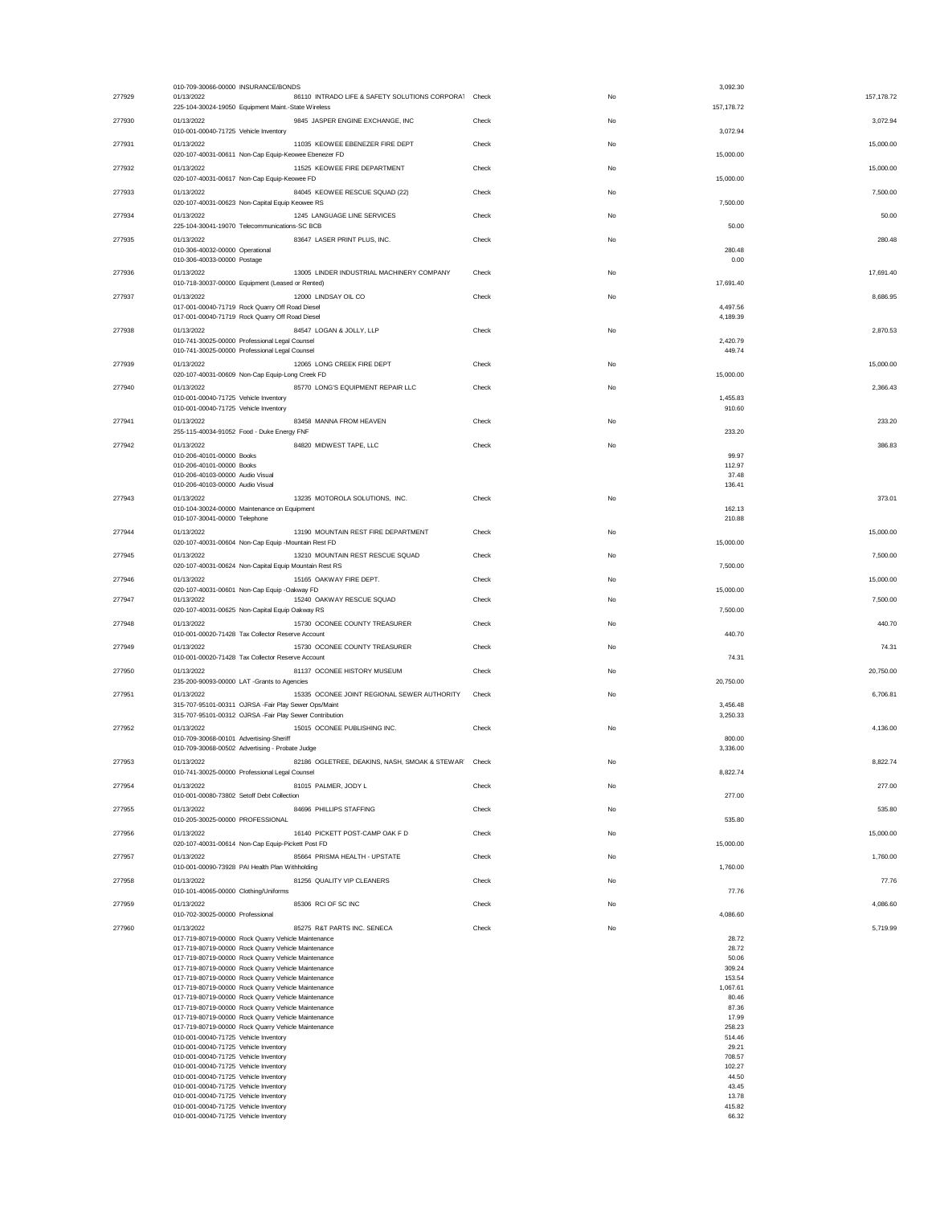| Check # | Date / Account | Vendor | Type | Void | Line Amount | Check Amount |
|---|---|---|---|---|---|---|
| | 010-709-30066-00000 INSURANCE/BONDS | | | | 3,092.30 | |
| 277929 | 01/13/2022 | 86110 INTRADO LIFE & SAFETY SOLUTIONS CORPORAT | Check | No | | 157,178.72 |
| | 225-104-30024-19050 Equipment Maint.-State Wireless | | | | 157,178.72 | |
| 277930 | 01/13/2022 | 9845 JASPER ENGINE EXCHANGE, INC | Check | No | | 3,072.94 |
| | 010-001-00040-71725 Vehicle Inventory | | | | 3,072.94 | |
| 277931 | 01/13/2022 | 11035 KEOWEE EBENEZER FIRE DEPT | Check | No | | 15,000.00 |
| | 020-107-40031-00611 Non-Cap Equip-Keowee Ebenezer FD | | | | 15,000.00 | |
| 277932 | 01/13/2022 | 11525 KEOWEE FIRE DEPARTMENT | Check | No | | 15,000.00 |
| | 020-107-40031-00617 Non-Cap Equip-Keowee FD | | | | 15,000.00 | |
| 277933 | 01/13/2022 | 84045 KEOWEE RESCUE SQUAD (22) | Check | No | | 7,500.00 |
| | 020-107-40031-00623 Non-Capital Equip Keowee RS | | | | 7,500.00 | |
| 277934 | 01/13/2022 | 1245 LANGUAGE LINE SERVICES | Check | No | | 50.00 |
| | 225-104-30041-19070 Telecommunications-SC BCB | | | | 50.00 | |
| 277935 | 01/13/2022 | 83647 LASER PRINT PLUS, INC. | Check | No | | 280.48 |
| | 010-306-40032-00000 Operational | | | | 280.48 | |
| | 010-306-40033-00000 Postage | | | | 0.00 | |
| 277936 | 01/13/2022 | 13005 LINDER INDUSTRIAL MACHINERY COMPANY | Check | No | | 17,691.40 |
| | 010-718-30037-00000 Equipment (Leased or Rented) | | | | 17,691.40 | |
| 277937 | 01/13/2022 | 12000 LINDSAY OIL CO | Check | No | | 8,686.95 |
| | 017-001-00040-71719 Rock Quarry Off Road Diesel | | | | 4,497.56 | |
| | 017-001-00040-71719 Rock Quarry Off Road Diesel | | | | 4,189.39 | |
| 277938 | 01/13/2022 | 84547 LOGAN & JOLLY, LLP | Check | No | | 2,870.53 |
| | 010-741-30025-00000 Professional Legal Counsel | | | | 2,420.79 | |
| | 010-741-30025-00000 Professional Legal Counsel | | | | 449.74 | |
| 277939 | 01/13/2022 | 12065 LONG CREEK FIRE DEPT | Check | No | | 15,000.00 |
| | 020-107-40031-00609 Non-Cap Equip-Long Creek FD | | | | 15,000.00 | |
| 277940 | 01/13/2022 | 85770 LONG'S EQUIPMENT REPAIR LLC | Check | No | | 2,366.43 |
| | 010-001-00040-71725 Vehicle Inventory | | | | 1,455.83 | |
| | 010-001-00040-71725 Vehicle Inventory | | | | 910.60 | |
| 277941 | 01/13/2022 | 83458 MANNA FROM HEAVEN | Check | No | | 233.20 |
| | 255-115-40034-91052 Food - Duke Energy FNF | | | | 233.20 | |
| 277942 | 01/13/2022 | 84820 MIDWEST TAPE, LLC | Check | No | | 386.83 |
| | 010-206-40101-00000 Books | | | | 99.97 | |
| | 010-206-40101-00000 Books | | | | 112.97 | |
| | 010-206-40103-00000 Audio Visual | | | | 37.48 | |
| | 010-206-40103-00000 Audio Visual | | | | 136.41 | |
| 277943 | 01/13/2022 | 13235 MOTOROLA SOLUTIONS, INC. | Check | No | | 373.01 |
| | 010-104-30024-00000 Maintenance on Equipment | | | | 162.13 | |
| | 010-107-30041-00000 Telephone | | | | 210.88 | |
| 277944 | 01/13/2022 | 13190 MOUNTAIN REST FIRE DEPARTMENT | Check | No | | 15,000.00 |
| | 020-107-40031-00604 Non-Cap Equip -Mountain Rest FD | | | | 15,000.00 | |
| 277945 | 01/13/2022 | 13210 MOUNTAIN REST RESCUE SQUAD | Check | No | | 7,500.00 |
| | 020-107-40031-00624 Non-Capital Equip Mountain Rest RS | | | | 7,500.00 | |
| 277946 | 01/13/2022 | 15165 OAKWAY FIRE DEPT. | Check | No | | 15,000.00 |
| | 020-107-40031-00601 Non-Cap Equip -Oakway FD | | | | 15,000.00 | |
| 277947 | 01/13/2022 | 15240 OAKWAY RESCUE SQUAD | Check | No | | 7,500.00 |
| | 020-107-40031-00625 Non-Capital Equip Oakway RS | | | | 7,500.00 | |
| 277948 | 01/13/2022 | 15730 OCONEE COUNTY TREASURER | Check | No | | 440.70 |
| | 010-001-00020-71428 Tax Collector Reserve Account | | | | 440.70 | |
| 277949 | 01/13/2022 | 15730 OCONEE COUNTY TREASURER | Check | No | | 74.31 |
| | 010-001-00020-71428 Tax Collector Reserve Account | | | | 74.31 | |
| 277950 | 01/13/2022 | 81137 OCONEE HISTORY MUSEUM | Check | No | | 20,750.00 |
| | 235-200-90093-00000 LAT -Grants to Agencies | | | | 20,750.00 | |
| 277951 | 01/13/2022 | 15335 OCONEE JOINT REGIONAL SEWER AUTHORITY | Check | No | | 6,706.81 |
| | 315-707-95101-00311 OJRSA -Fair Play Sewer Ops/Maint | | | | 3,456.48 | |
| | 315-707-95101-00312 OJRSA -Fair Play Sewer Contribution | | | | 3,250.33 | |
| 277952 | 01/13/2022 | 15015 OCONEE PUBLISHING INC. | Check | No | | 4,136.00 |
| | 010-709-30068-00101 Advertising-Sheriff | | | | 800.00 | |
| | 010-709-30068-00502 Advertising - Probate Judge | | | | 3,336.00 | |
| 277953 | 01/13/2022 | 82186 OGLETREE, DEAKINS, NASH, SMOAK & STEWAR | Check | No | | 8,822.74 |
| | 010-741-30025-00000 Professional Legal Counsel | | | | 8,822.74 | |
| 277954 | 01/13/2022 | 81015 PALMER, JODY L | Check | No | | 277.00 |
| | 010-001-00080-73802 Setoff Debt Collection | | | | 277.00 | |
| 277955 | 01/13/2022 | 84696 PHILLIPS STAFFING | Check | No | | 535.80 |
| | 010-205-30025-00000 PROFESSIONAL | | | | 535.80 | |
| 277956 | 01/13/2022 | 16140 PICKETT POST-CAMP OAK F D | Check | No | | 15,000.00 |
| | 020-107-40031-00614 Non-Cap Equip-Pickett Post FD | | | | 15,000.00 | |
| 277957 | 01/13/2022 | 85664 PRISMA HEALTH - UPSTATE | Check | No | | 1,760.00 |
| | 010-001-00090-73928 PAI Health Plan Withholding | | | | 1,760.00 | |
| 277958 | 01/13/2022 | 81256 QUALITY VIP CLEANERS | Check | No | | 77.76 |
| | 010-101-40065-00000 Clothing/Uniforms | | | | 77.76 | |
| 277959 | 01/13/2022 | 85306 RCI OF SC INC | Check | No | | 4,086.60 |
| | 010-702-30025-00000 Professional | | | | 4,086.60 | |
| 277960 | 01/13/2022 | 85275 R&T PARTS INC. SENECA | Check | No | | 5,719.99 |
| | 017-719-80719-00000 Rock Quarry Vehicle Maintenance | | | | 28.72 | |
| | 017-719-80719-00000 Rock Quarry Vehicle Maintenance | | | | 28.72 | |
| | 017-719-80719-00000 Rock Quarry Vehicle Maintenance | | | | 50.06 | |
| | 017-719-80719-00000 Rock Quarry Vehicle Maintenance | | | | 309.24 | |
| | 017-719-80719-00000 Rock Quarry Vehicle Maintenance | | | | 153.54 | |
| | 017-719-80719-00000 Rock Quarry Vehicle Maintenance | | | | 1,067.61 | |
| | 017-719-80719-00000 Rock Quarry Vehicle Maintenance | | | | 80.46 | |
| | 017-719-80719-00000 Rock Quarry Vehicle Maintenance | | | | 87.36 | |
| | 017-719-80719-00000 Rock Quarry Vehicle Maintenance | | | | 17.99 | |
| | 017-719-80719-00000 Rock Quarry Vehicle Maintenance | | | | 258.23 | |
| | 010-001-00040-71725 Vehicle Inventory | | | | 514.46 | |
| | 010-001-00040-71725 Vehicle Inventory | | | | 29.21 | |
| | 010-001-00040-71725 Vehicle Inventory | | | | 708.57 | |
| | 010-001-00040-71725 Vehicle Inventory | | | | 102.27 | |
| | 010-001-00040-71725 Vehicle Inventory | | | | 44.50 | |
| | 010-001-00040-71725 Vehicle Inventory | | | | 43.45 | |
| | 010-001-00040-71725 Vehicle Inventory | | | | 13.78 | |
| | 010-001-00040-71725 Vehicle Inventory | | | | 415.82 | |
| | 010-001-00040-71725 Vehicle Inventory | | | | 66.32 | |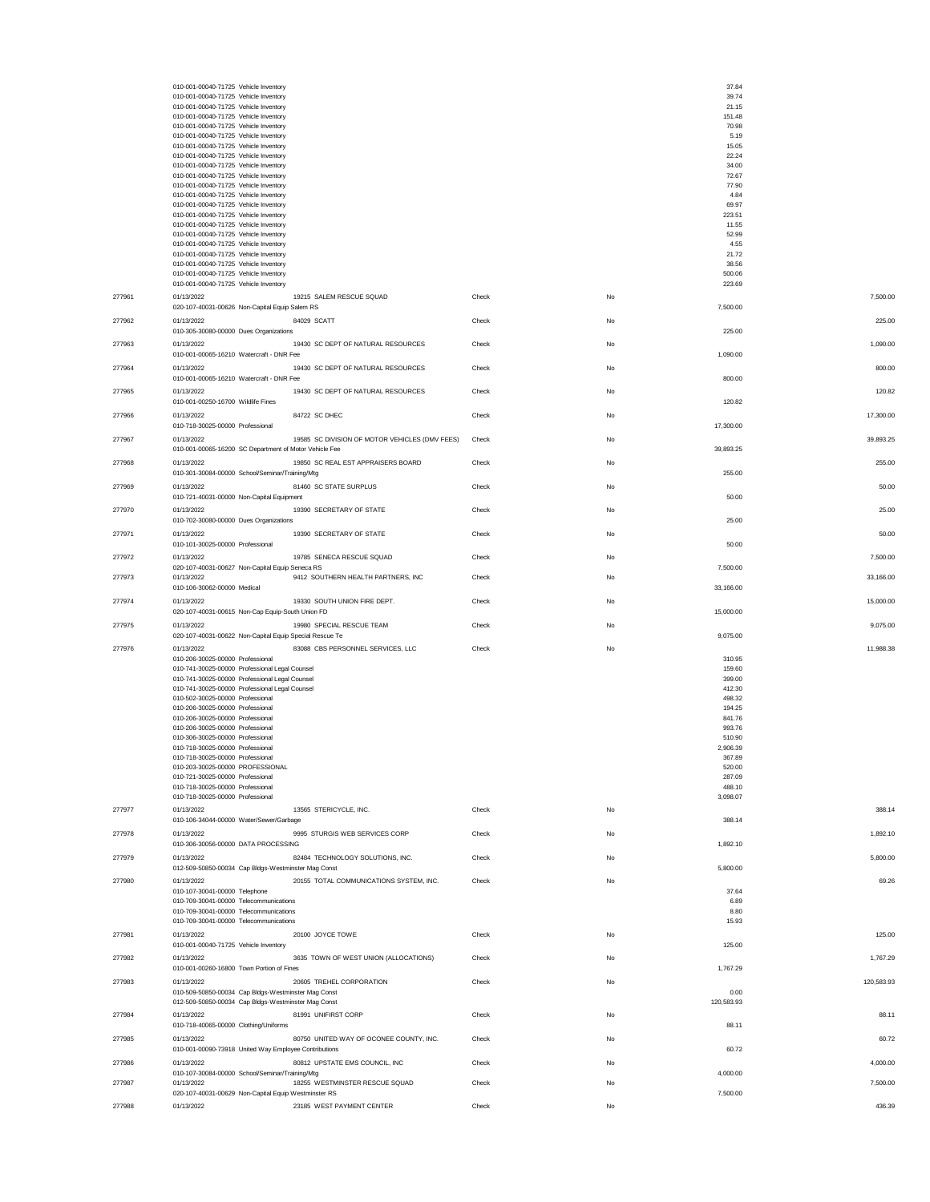| Check # | Date / Account | Vendor | Type | Void | Amount | Check Amount |
|---|---|---|---|---|---|---|
| | 010-001-00040-71725 Vehicle Inventory | | | | 37.84 | |
| | 010-001-00040-71725 Vehicle Inventory | | | | 39.74 | |
| | 010-001-00040-71725 Vehicle Inventory | | | | 21.15 | |
| | 010-001-00040-71725 Vehicle Inventory | | | | 151.48 | |
| | 010-001-00040-71725 Vehicle Inventory | | | | 70.98 | |
| | 010-001-00040-71725 Vehicle Inventory | | | | 5.19 | |
| | 010-001-00040-71725 Vehicle Inventory | | | | 15.05 | |
| | 010-001-00040-71725 Vehicle Inventory | | | | 22.24 | |
| | 010-001-00040-71725 Vehicle Inventory | | | | 34.00 | |
| | 010-001-00040-71725 Vehicle Inventory | | | | 72.67 | |
| | 010-001-00040-71725 Vehicle Inventory | | | | 77.90 | |
| | 010-001-00040-71725 Vehicle Inventory | | | | 4.84 | |
| | 010-001-00040-71725 Vehicle Inventory | | | | 69.97 | |
| | 010-001-00040-71725 Vehicle Inventory | | | | 223.51 | |
| | 010-001-00040-71725 Vehicle Inventory | | | | 11.55 | |
| | 010-001-00040-71725 Vehicle Inventory | | | | 52.99 | |
| | 010-001-00040-71725 Vehicle Inventory | | | | 4.55 | |
| | 010-001-00040-71725 Vehicle Inventory | | | | 21.72 | |
| | 010-001-00040-71725 Vehicle Inventory | | | | 38.56 | |
| | 010-001-00040-71725 Vehicle Inventory | | | | 500.06 | |
| | 010-001-00040-71725 Vehicle Inventory | | | | 223.69 | |
| 277961 | 01/13/2022 | 19215 SALEM RESCUE SQUAD | Check | No | | 7,500.00 |
| | 020-107-40031-00626 Non-Capital Equip Salem RS | | | | 7,500.00 | |
| 277962 | 01/13/2022 | 84029 SCATT | Check | No | | 225.00 |
| | 010-305-30080-00000 Dues Organizations | | | | 225.00 | |
| 277963 | 01/13/2022 | 19430 SC DEPT OF NATURAL RESOURCES | Check | No | | 1,090.00 |
| | 010-001-00065-16210 Watercraft - DNR Fee | | | | 1,090.00 | |
| 277964 | 01/13/2022 | 19430 SC DEPT OF NATURAL RESOURCES | Check | No | | 800.00 |
| | 010-001-00065-16210 Watercraft - DNR Fee | | | | 800.00 | |
| 277965 | 01/13/2022 | 19430 SC DEPT OF NATURAL RESOURCES | Check | No | | 120.82 |
| | 010-001-00250-16700 Wildlife Fines | | | | 120.82 | |
| 277966 | 01/13/2022 | 84722 SC DHEC | Check | No | | 17,300.00 |
| | 010-718-30025-00000 Professional | | | | 17,300.00 | |
| 277967 | 01/13/2022 | 19585 SC DIVISION OF MOTOR VEHICLES (DMV FEES) | Check | No | | 39,893.25 |
| | 010-001-00065-16200 SC Department of Motor Vehicle Fee | | | | 39,893.25 | |
| 277968 | 01/13/2022 | 19850 SC REAL EST APPRAISERS BOARD | Check | No | | 255.00 |
| | 010-301-30084-00000 School/Seminar/Training/Mtg | | | | 255.00 | |
| 277969 | 01/13/2022 | 81460 SC STATE SURPLUS | Check | No | | 50.00 |
| | 010-721-40031-00000 Non-Capital Equipment | | | | 50.00 | |
| 277970 | 01/13/2022 | 19390 SECRETARY OF STATE | Check | No | | 25.00 |
| | 010-702-30080-00000 Dues Organizations | | | | 25.00 | |
| 277971 | 01/13/2022 | 19390 SECRETARY OF STATE | Check | No | | 50.00 |
| | 010-101-30025-00000 Professional | | | | 50.00 | |
| 277972 | 01/13/2022 | 19785 SENECA RESCUE SQUAD | Check | No | | 7,500.00 |
| | 020-107-40031-00627 Non-Capital Equip Seneca RS | | | | 7,500.00 | |
| 277973 | 01/13/2022 | 9412 SOUTHERN HEALTH PARTNERS, INC | Check | No | | 33,166.00 |
| | 010-106-30062-00000 Medical | | | | 33,166.00 | |
| 277974 | 01/13/2022 | 19330 SOUTH UNION FIRE DEPT. | Check | No | | 15,000.00 |
| | 020-107-40031-00615 Non-Cap Equip-South Union FD | | | | 15,000.00 | |
| 277975 | 01/13/2022 | 19980 SPECIAL RESCUE TEAM | Check | No | | 9,075.00 |
| | 020-107-40031-00622 Non-Capital Equip Special Rescue Te | | | | 9,075.00 | |
| 277976 | 01/13/2022 | 83088 CBS PERSONNEL SERVICES, LLC | Check | No | | 11,988.38 |
| | 010-206-30025-00000 Professional | | | | 310.95 | |
| | 010-741-30025-00000 Professional Legal Counsel | | | | 159.60 | |
| | 010-741-30025-00000 Professional Legal Counsel | | | | 399.00 | |
| | 010-741-30025-00000 Professional Legal Counsel | | | | 412.30 | |
| | 010-502-30025-00000 Professional | | | | 498.32 | |
| | 010-206-30025-00000 Professional | | | | 194.25 | |
| | 010-206-30025-00000 Professional | | | | 841.76 | |
| | 010-206-30025-00000 Professional | | | | 993.76 | |
| | 010-306-30025-00000 Professional | | | | 510.90 | |
| | 010-718-30025-00000 Professional | | | | 2,906.39 | |
| | 010-718-30025-00000 Professional | | | | 367.89 | |
| | 010-203-30025-00000 PROFESSIONAL | | | | 520.00 | |
| | 010-721-30025-00000 Professional | | | | 287.09 | |
| | 010-718-30025-00000 Professional | | | | 488.10 | |
| | 010-718-30025-00000 Professional | | | | 3,098.07 | |
| 277977 | 01/13/2022 | 13565 STERICYCLE, INC. | Check | No | | 388.14 |
| | 010-106-34044-00000 Water/Sewer/Garbage | | | | 388.14 | |
| 277978 | 01/13/2022 | 9995 STURGIS WEB SERVICES CORP | Check | No | | 1,892.10 |
| | 010-306-30056-00000 DATA PROCESSING | | | | 1,892.10 | |
| 277979 | 01/13/2022 | 82484 TECHNOLOGY SOLUTIONS, INC. | Check | No | | 5,800.00 |
| | 012-509-50850-00034 Cap Bldgs-Westminster Mag Const | | | | 5,800.00 | |
| 277980 | 01/13/2022 | 20155 TOTAL COMMUNICATIONS SYSTEM, INC. | Check | No | | 69.26 |
| | 010-107-30041-00000 Telephone | | | | 37.64 | |
| | 010-709-30041-00000 Telecommunications | | | | 6.89 | |
| | 010-709-30041-00000 Telecommunications | | | | 8.80 | |
| | 010-709-30041-00000 Telecommunications | | | | 15.93 | |
| 277981 | 01/13/2022 | 20100 JOYCE TOWE | Check | No | | 125.00 |
| | 010-001-00040-71725 Vehicle Inventory | | | | 125.00 | |
| 277982 | 01/13/2022 | 3635 TOWN OF WEST UNION (ALLOCATIONS) | Check | No | | 1,767.29 |
| | 010-001-00260-16800 Town Portion of Fines | | | | 1,767.29 | |
| 277983 | 01/13/2022 | 20605 TREHEL CORPORATION | Check | No | | 120,583.93 |
| | 010-509-50850-00034 Cap Bldgs-Westminster Mag Const | | | | 0.00 | |
| | 012-509-50850-00034 Cap Bldgs-Westminster Mag Const | | | | 120,583.93 | |
| 277984 | 01/13/2022 | 81991 UNIFIRST CORP | Check | No | | 88.11 |
| | 010-718-40065-00000 Clothing/Uniforms | | | | 88.11 | |
| 277985 | 01/13/2022 | 80750 UNITED WAY OF OCONEE COUNTY, INC. | Check | No | | 60.72 |
| | 010-001-00090-73918 United Way Employee Contributions | | | | 60.72 | |
| 277986 | 01/13/2022 | 80812 UPSTATE EMS COUNCIL, INC | Check | No | | 4,000.00 |
| | 010-107-30084-00000 School/Seminar/Training/Mtg | | | | 4,000.00 | |
| 277987 | 01/13/2022 | 18255 WESTMINSTER RESCUE SQUAD | Check | No | | 7,500.00 |
| | 020-107-40031-00629 Non-Capital Equip Westminster RS | | | | 7,500.00 | |
| 277988 | 01/13/2022 | 23185 WEST PAYMENT CENTER | Check | No | | 436.39 |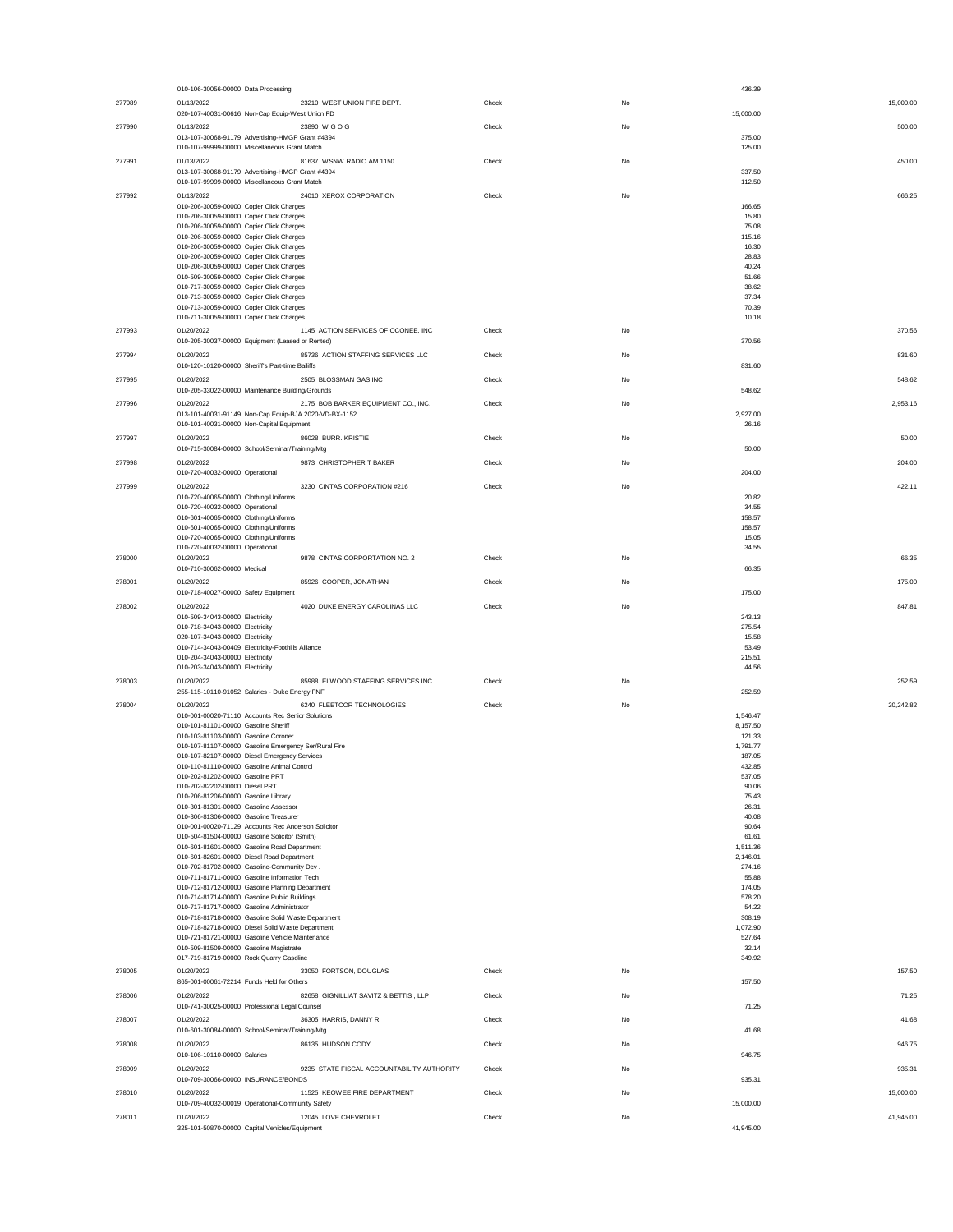| Check # | Date / Account | Vendor / Description | Type | Void | Line Amount | Check Amount |
|---|---|---|---|---|---|---|
| | 010-106-30056-00000 Data Processing | | | | 436.39 | |
| 277989 | 01/13/2022 | 23210 WEST UNION FIRE DEPT. | Check | No | | 15,000.00 |
| | 020-107-40031-00616 Non-Cap Equip-West Union FD | | | | 15,000.00 | |
| 277990 | 01/13/2022 | 23890 W G O G | Check | No | | 500.00 |
| | 013-107-30068-91179 Advertising-HMGP Grant #4394 | | | | 375.00 | |
| | 010-107-99999-00000 Miscellaneous Grant Match | | | | 125.00 | |
| 277991 | 01/13/2022 | 81637 WSNW RADIO AM 1150 | Check | No | | 450.00 |
| | 013-107-30068-91179 Advertising-HMGP Grant #4394 | | | | 337.50 | |
| | 010-107-99999-00000 Miscellaneous Grant Match | | | | 112.50 | |
| 277992 | 01/13/2022 | 24010 XEROX CORPORATION | Check | No | | 666.25 |
| | 010-206-30059-00000 Copier Click Charges | | | | 166.65 | |
| | 010-206-30059-00000 Copier Click Charges | | | | 15.80 | |
| | 010-206-30059-00000 Copier Click Charges | | | | 75.08 | |
| | 010-206-30059-00000 Copier Click Charges | | | | 115.16 | |
| | 010-206-30059-00000 Copier Click Charges | | | | 16.30 | |
| | 010-206-30059-00000 Copier Click Charges | | | | 28.83 | |
| | 010-206-30059-00000 Copier Click Charges | | | | 40.24 | |
| | 010-509-30059-00000 Copier Click Charges | | | | 51.66 | |
| | 010-717-30059-00000 Copier Click Charges | | | | 38.62 | |
| | 010-713-30059-00000 Copier Click Charges | | | | 37.34 | |
| | 010-713-30059-00000 Copier Click Charges | | | | 70.39 | |
| | 010-711-30059-00000 Copier Click Charges | | | | 10.18 | |
| 277993 | 01/20/2022 | 1145 ACTION SERVICES OF OCONEE, INC | Check | No | | 370.56 |
| | 010-205-30037-00000 Equipment (Leased or Rented) | | | | 370.56 | |
| 277994 | 01/20/2022 | 85736 ACTION STAFFING SERVICES LLC | Check | No | | 831.60 |
| | 010-120-10120-00000 Sheriff's Part-time Bailiffs | | | | 831.60 | |
| 277995 | 01/20/2022 | 2505 BLOSSMAN GAS INC | Check | No | | 548.62 |
| | 010-205-33022-00000 Maintenance Building/Grounds | | | | 548.62 | |
| 277996 | 01/20/2022 | 2175 BOB BARKER EQUIPMENT CO., INC. | Check | No | | 2,953.16 |
| | 013-101-40031-91149 Non-Cap Equip-BJA 2020-VD-BX-1152 | | | | 2,927.00 | |
| | 010-101-40031-00000 Non-Capital Equipment | | | | 26.16 | |
| 277997 | 01/20/2022 | 86028 BURR. KRISTIE | Check | No | | 50.00 |
| | 010-715-30084-00000 School/Seminar/Training/Mtg | | | | 50.00 | |
| 277998 | 01/20/2022 | 9873 CHRISTOPHER T BAKER | Check | No | | 204.00 |
| | 010-720-40032-00000 Operational | | | | 204.00 | |
| 277999 | 01/20/2022 | 3230 CINTAS CORPORATION #216 | Check | No | | 422.11 |
| | 010-720-40065-00000 Clothing/Uniforms | | | | 20.82 | |
| | 010-720-40032-00000 Operational | | | | 34.55 | |
| | 010-601-40065-00000 Clothing/Uniforms | | | | 158.57 | |
| | 010-601-40065-00000 Clothing/Uniforms | | | | 158.57 | |
| | 010-720-40065-00000 Clothing/Uniforms | | | | 15.05 | |
| | 010-720-40032-00000 Operational | | | | 34.55 | |
| 278000 | 01/20/2022 | 9878 CINTAS CORPORTATION NO. 2 | Check | No | | 66.35 |
| | 010-710-30062-00000 Medical | | | | 66.35 | |
| 278001 | 01/20/2022 | 85926 COOPER, JONATHAN | Check | No | | 175.00 |
| | 010-718-40027-00000 Safety Equipment | | | | 175.00 | |
| 278002 | 01/20/2022 | 4020 DUKE ENERGY CAROLINAS LLC | Check | No | | 847.81 |
| | 010-509-34043-00000 Electricity | | | | 243.13 | |
| | 010-718-34043-00000 Electricity | | | | 275.54 | |
| | 020-107-34043-00000 Electricity | | | | 15.58 | |
| | 010-714-34043-00409 Electricity-Foothills Alliance | | | | 53.49 | |
| | 010-204-34043-00000 Electricity | | | | 215.51 | |
| | 010-203-34043-00000 Electricity | | | | 44.56 | |
| 278003 | 01/20/2022 | 85988 ELWOOD STAFFING SERVICES INC | Check | No | | 252.59 |
| | 255-115-10110-91052 Salaries - Duke Energy FNF | | | | 252.59 | |
| 278004 | 01/20/2022 | 6240 FLEETCOR TECHNOLOGIES | Check | No | | 20,242.82 |
| | 010-001-00020-71110 Accounts Rec Senior Solutions | | | | 1,546.47 | |
| | 010-101-81101-00000 Gasoline Sheriff | | | | 8,157.50 | |
| | 010-103-81103-00000 Gasoline Coroner | | | | 121.33 | |
| | 010-107-81107-00000 Gasoline Emergency Ser/Rural Fire | | | | 1,791.77 | |
| | 010-107-82107-00000 Diesel Emergency Services | | | | 187.05 | |
| | 010-110-81110-00000 Gasoline Animal Control | | | | 432.85 | |
| | 010-202-81202-00000 Gasoline PRT | | | | 537.05 | |
| | 010-202-82202-00000 Diesel PRT | | | | 90.06 | |
| | 010-206-81206-00000 Gasoline Library | | | | 75.43 | |
| | 010-301-81301-00000 Gasoline Assessor | | | | 26.31 | |
| | 010-306-81306-00000 Gasoline Treasurer | | | | 40.08 | |
| | 010-001-00020-71129 Accounts Rec Anderson Solicitor | | | | 90.64 | |
| | 010-504-81504-00000 Gasoline Solicitor (Smith) | | | | 61.61 | |
| | 010-601-81601-00000 Gasoline Road Department | | | | 1,511.36 | |
| | 010-601-82601-00000 Diesel Road Department | | | | 2,146.01 | |
| | 010-702-81702-00000 Gasoline-Community Dev . | | | | 274.16 | |
| | 010-711-81711-00000 Gasoline Information Tech | | | | 55.88 | |
| | 010-712-81712-00000 Gasoline Planning Department | | | | 174.05 | |
| | 010-714-81714-00000 Gasoline Public Buildings | | | | 578.20 | |
| | 010-717-81717-00000 Gasoline Administrator | | | | 54.22 | |
| | 010-718-81718-00000 Gasoline Solid Waste Department | | | | 308.19 | |
| | 010-718-82718-00000 Diesel Solid Waste Department | | | | 1,072.90 | |
| | 010-721-81721-00000 Gasoline Vehicle Maintenance | | | | 527.64 | |
| | 010-509-81509-00000 Gasoline Magistrate | | | | 32.14 | |
| | 017-719-81719-00000 Rock Quarry Gasoline | | | | 349.92 | |
| 278005 | 01/20/2022 | 33050 FORTSON, DOUGLAS | Check | No | | 157.50 |
| | 865-001-00061-72214 Funds Held for Others | | | | 157.50 | |
| 278006 | 01/20/2022 | 82658 GIGNILLIAT SAVITZ & BETTIS , LLP | Check | No | | 71.25 |
| | 010-741-30025-00000 Professional Legal Counsel | | | | 71.25 | |
| 278007 | 01/20/2022 | 36305 HARRIS, DANNY R. | Check | No | | 41.68 |
| | 010-601-30084-00000 School/Seminar/Training/Mtg | | | | 41.68 | |
| 278008 | 01/20/2022 | 86135 HUDSON CODY | Check | No | | 946.75 |
| | 010-106-10110-00000 Salaries | | | | 946.75 | |
| 278009 | 01/20/2022 | 9235 STATE FISCAL ACCOUNTABILITY AUTHORITY | Check | No | | 935.31 |
| | 010-709-30066-00000 INSURANCE/BONDS | | | | 935.31 | |
| 278010 | 01/20/2022 | 11525 KEOWEE FIRE DEPARTMENT | Check | No | | 15,000.00 |
| | 010-709-40032-00019 Operational-Community Safety | | | | 15,000.00 | |
| 278011 | 01/20/2022 | 12045 LOVE CHEVROLET | Check | No | | 41,945.00 |
| | 325-101-50870-00000 Capital Vehicles/Equipment | | | | 41,945.00 | |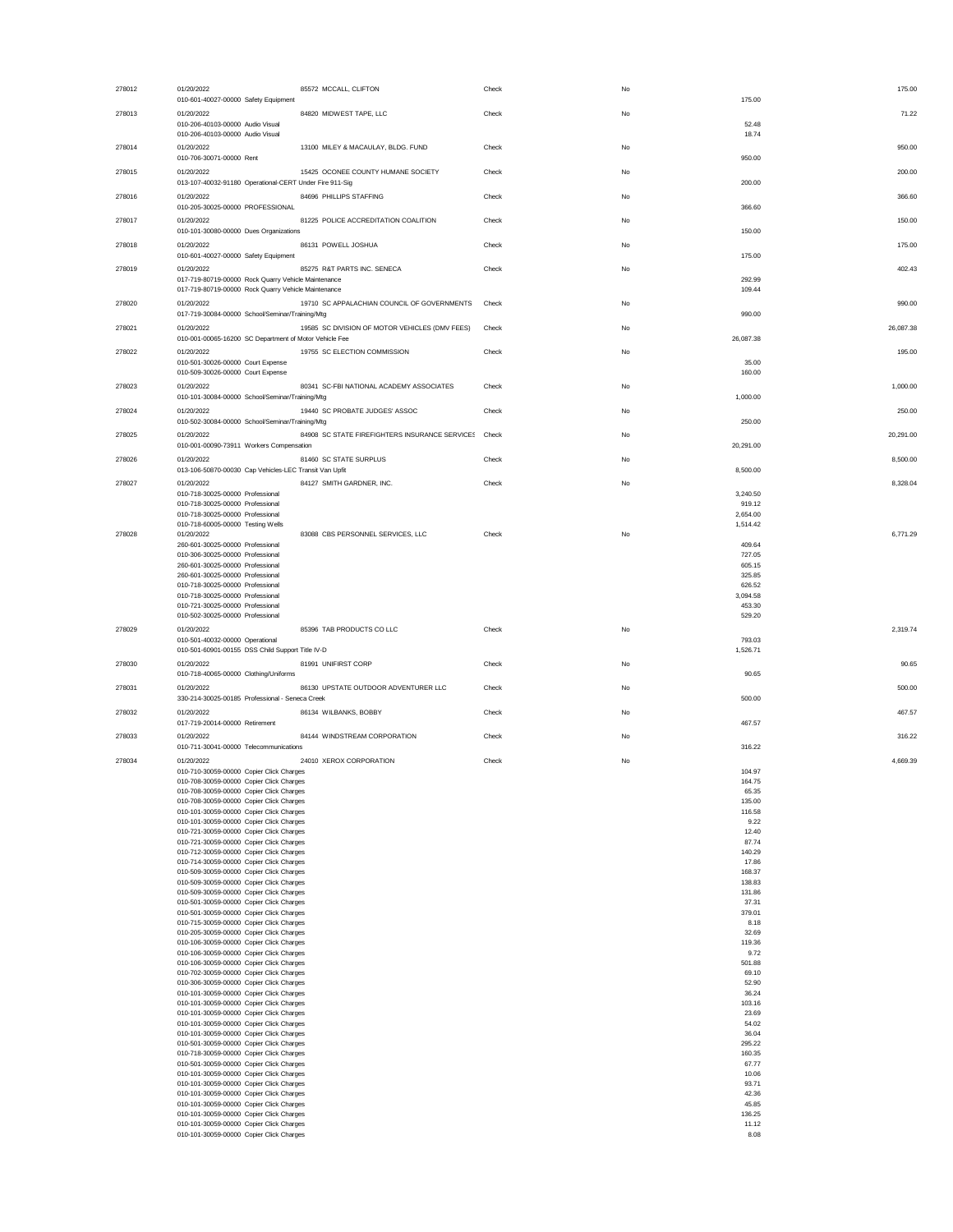| Check # | Date / Account | Vendor | Type | Void | Line Amount | Check Amount |
|---|---|---|---|---|---|---|
| 278012 | 01/20/2022 | 85572 MCCALL, CLIFTON | Check | No | | 175.00 |
| | 010-601-40027-00000 Safety Equipment | | | | 175.00 | |
| 278013 | 01/20/2022 | 84820 MIDWEST TAPE, LLC | Check | No | | 71.22 |
| | 010-206-40103-00000 Audio Visual | | | | 52.48 | |
| | 010-206-40103-00000 Audio Visual | | | | 18.74 | |
| 278014 | 01/20/2022 | 13100 MILEY & MACAULAY, BLDG. FUND | Check | No | | 950.00 |
| | 010-706-30071-00000 Rent | | | | 950.00 | |
| 278015 | 01/20/2022 | 15425 OCONEE COUNTY HUMANE SOCIETY | Check | No | | 200.00 |
| | 013-107-40032-91180 Operational-CERT Under Fire 911-Sig | | | | 200.00 | |
| 278016 | 01/20/2022 | 84696 PHILLIPS STAFFING | Check | No | | 366.60 |
| | 010-205-30025-00000 PROFESSIONAL | | | | 366.60 | |
| 278017 | 01/20/2022 | 81225 POLICE ACCREDITATION COALITION | Check | No | | 150.00 |
| | 010-101-30080-00000 Dues Organizations | | | | 150.00 | |
| 278018 | 01/20/2022 | 86131 POWELL JOSHUA | Check | No | | 175.00 |
| | 010-601-40027-00000 Safety Equipment | | | | 175.00 | |
| 278019 | 01/20/2022 | 85275 R&T PARTS INC. SENECA | Check | No | | 402.43 |
| | 017-719-80719-00000 Rock Quarry Vehicle Maintenance | | | | 292.99 | |
| | 017-719-80719-00000 Rock Quarry Vehicle Maintenance | | | | 109.44 | |
| 278020 | 01/20/2022 | 19710 SC APPALACHIAN COUNCIL OF GOVERNMENTS | Check | No | | 990.00 |
| | 017-719-30084-00000 School/Seminar/Training/Mtg | | | | 990.00 | |
| 278021 | 01/20/2022 | 19585 SC DIVISION OF MOTOR VEHICLES (DMV FEES) | Check | No | | 26,087.38 |
| | 010-001-00065-16200 SC Department of Motor Vehicle Fee | | | | 26,087.38 | |
| 278022 | 01/20/2022 | 19755 SC ELECTION COMMISSION | Check | No | | 195.00 |
| | 010-501-30026-00000 Court Expense | | | | 35.00 | |
| | 010-509-30026-00000 Court Expense | | | | 160.00 | |
| 278023 | 01/20/2022 | 80341 SC-FBI NATIONAL ACADEMY ASSOCIATES | Check | No | | 1,000.00 |
| | 010-101-30084-00000 School/Seminar/Training/Mtg | | | | 1,000.00 | |
| 278024 | 01/20/2022 | 19440 SC PROBATE JUDGES' ASSOC | Check | No | | 250.00 |
| | 010-502-30084-00000 School/Seminar/Training/Mtg | | | | 250.00 | |
| 278025 | 01/20/2022 | 84908 SC STATE FIREFIGHTERS INSURANCE SERVICES | Check | No | | 20,291.00 |
| | 010-001-00090-73911 Workers Compensation | | | | 20,291.00 | |
| 278026 | 01/20/2022 | 81460 SC STATE SURPLUS | Check | No | | 8,500.00 |
| | 013-106-50870-00030 Cap Vehicles-LEC Transit Van Upfit | | | | 8,500.00 | |
| 278027 | 01/20/2022 | 84127 SMITH GARDNER, INC. | Check | No | | 8,328.04 |
| | 010-718-30025-00000 Professional | | | | 3,240.50 | |
| | 010-718-30025-00000 Professional | | | | 919.12 | |
| | 010-718-30025-00000 Professional | | | | 2,654.00 | |
| | 010-718-60005-00000 Testing Wells | | | | 1,514.42 | |
| 278028 | 01/20/2022 | 83088 CBS PERSONNEL SERVICES, LLC | Check | No | | 6,771.29 |
| | 260-601-30025-00000 Professional | | | | 409.64 | |
| | 010-306-30025-00000 Professional | | | | 727.05 | |
| | 260-601-30025-00000 Professional | | | | 605.15 | |
| | 260-601-30025-00000 Professional | | | | 325.85 | |
| | 010-718-30025-00000 Professional | | | | 626.52 | |
| | 010-718-30025-00000 Professional | | | | 3,094.58 | |
| | 010-721-30025-00000 Professional | | | | 453.30 | |
| | 010-502-30025-00000 Professional | | | | 529.20 | |
| 278029 | 01/20/2022 | 85396 TAB PRODUCTS CO LLC | Check | No | | 2,319.74 |
| | 010-501-40032-00000 Operational | | | | 793.03 | |
| | 010-501-60901-00155 DSS Child Support Title IV-D | | | | 1,526.71 | |
| 278030 | 01/20/2022 | 81991 UNIFIRST CORP | Check | No | | 90.65 |
| | 010-718-40065-00000 Clothing/Uniforms | | | | 90.65 | |
| 278031 | 01/20/2022 | 86130 UPSTATE OUTDOOR ADVENTURER LLC | Check | No | | 500.00 |
| | 330-214-30025-00185 Professional - Seneca Creek | | | | 500.00 | |
| 278032 | 01/20/2022 | 86134 WILBANKS, BOBBY | Check | No | | 467.57 |
| | 017-719-20014-00000 Retirement | | | | 467.57 | |
| 278033 | 01/20/2022 | 84144 WINDSTREAM CORPORATION | Check | No | | 316.22 |
| | 010-711-30041-00000 Telecommunications | | | | 316.22 | |
| 278034 | 01/20/2022 | 24010 XEROX CORPORATION | Check | No | | 4,669.39 |
| | 010-710-30059-00000 Copier Click Charges | | | | 104.97 | |
| | 010-708-30059-00000 Copier Click Charges | | | | 164.75 | |
| | 010-708-30059-00000 Copier Click Charges | | | | 65.35 | |
| | 010-708-30059-00000 Copier Click Charges | | | | 135.00 | |
| | 010-101-30059-00000 Copier Click Charges | | | | 116.58 | |
| | 010-101-30059-00000 Copier Click Charges | | | | 9.22 | |
| | 010-721-30059-00000 Copier Click Charges | | | | 12.40 | |
| | 010-721-30059-00000 Copier Click Charges | | | | 87.74 | |
| | 010-712-30059-00000 Copier Click Charges | | | | 140.29 | |
| | 010-714-30059-00000 Copier Click Charges | | | | 17.86 | |
| | 010-509-30059-00000 Copier Click Charges | | | | 168.37 | |
| | 010-509-30059-00000 Copier Click Charges | | | | 138.83 | |
| | 010-509-30059-00000 Copier Click Charges | | | | 131.86 | |
| | 010-501-30059-00000 Copier Click Charges | | | | 37.31 | |
| | 010-501-30059-00000 Copier Click Charges | | | | 379.01 | |
| | 010-715-30059-00000 Copier Click Charges | | | | 8.18 | |
| | 010-205-30059-00000 Copier Click Charges | | | | 32.69 | |
| | 010-106-30059-00000 Copier Click Charges | | | | 119.36 | |
| | 010-106-30059-00000 Copier Click Charges | | | | 9.72 | |
| | 010-106-30059-00000 Copier Click Charges | | | | 501.88 | |
| | 010-702-30059-00000 Copier Click Charges | | | | 69.10 | |
| | 010-306-30059-00000 Copier Click Charges | | | | 52.90 | |
| | 010-101-30059-00000 Copier Click Charges | | | | 36.24 | |
| | 010-101-30059-00000 Copier Click Charges | | | | 103.16 | |
| | 010-101-30059-00000 Copier Click Charges | | | | 23.69 | |
| | 010-101-30059-00000 Copier Click Charges | | | | 54.02 | |
| | 010-101-30059-00000 Copier Click Charges | | | | 36.04 | |
| | 010-501-30059-00000 Copier Click Charges | | | | 295.22 | |
| | 010-718-30059-00000 Copier Click Charges | | | | 160.35 | |
| | 010-501-30059-00000 Copier Click Charges | | | | 67.77 | |
| | 010-101-30059-00000 Copier Click Charges | | | | 10.06 | |
| | 010-101-30059-00000 Copier Click Charges | | | | 93.71 | |
| | 010-101-30059-00000 Copier Click Charges | | | | 42.36 | |
| | 010-101-30059-00000 Copier Click Charges | | | | 45.85 | |
| | 010-101-30059-00000 Copier Click Charges | | | | 136.25 | |
| | 010-101-30059-00000 Copier Click Charges | | | | 11.12 | |
| | 010-101-30059-00000 Copier Click Charges | | | | 8.08 | |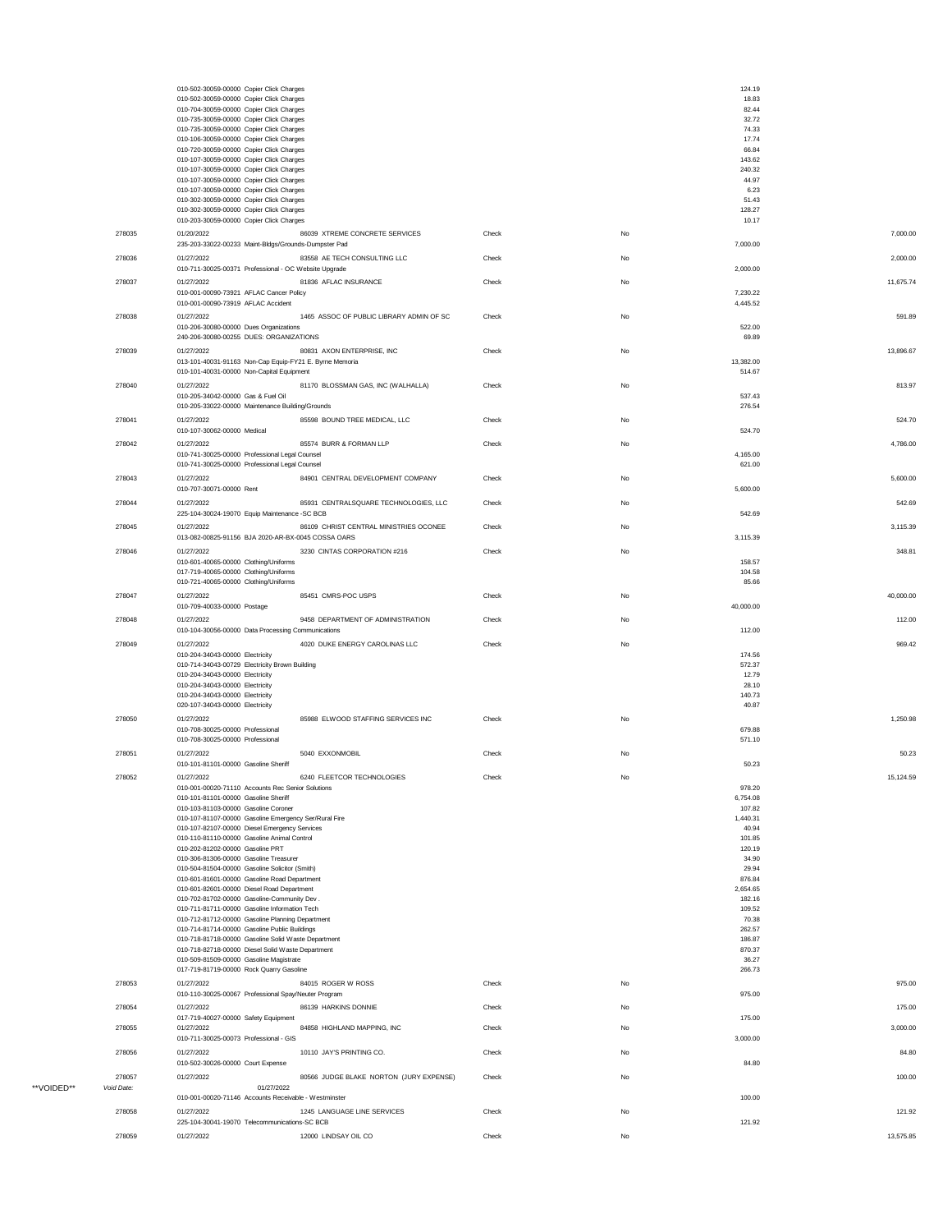| | | | | | | |
|---|---|---|---|---|---|---|
| | | 010-502-30059-00000 Copier Click Charges | | | 124.19 | |
| | | 010-502-30059-00000 Copier Click Charges | | | 18.83 | |
| | | 010-704-30059-00000 Copier Click Charges | | | 82.44 | |
| | | 010-735-30059-00000 Copier Click Charges | | | 32.72 | |
| | | 010-735-30059-00000 Copier Click Charges | | | 74.33 | |
| | | 010-106-30059-00000 Copier Click Charges | | | 17.74 | |
| | | 010-720-30059-00000 Copier Click Charges | | | 66.84 | |
| | | 010-107-30059-00000 Copier Click Charges | | | 143.62 | |
| | | 010-107-30059-00000 Copier Click Charges | | | 240.32 | |
| | | 010-107-30059-00000 Copier Click Charges | | | 44.97 | |
| | | 010-107-30059-00000 Copier Click Charges | | | 6.23 | |
| | | 010-302-30059-00000 Copier Click Charges | | | 51.43 | |
| | | 010-302-30059-00000 Copier Click Charges | | | 128.27 | |
| | | 010-203-30059-00000 Copier Click Charges | | | 10.17 | |
| | 278035 | 01/20/2022 86039 XTREME CONCRETE SERVICES | Check | No | | 7,000.00 |
| | | 235-203-33022-00233 Maint-Bldgs/Grounds-Dumpster Pad | | | 7,000.00 | |
| | 278036 | 01/27/2022 83558 AE TECH CONSULTING LLC | Check | No | | 2,000.00 |
| | | 010-711-30025-00371 Professional - OC Website Upgrade | | | 2,000.00 | |
| | 278037 | 01/27/2022 81836 AFLAC INSURANCE | Check | No | | 11,675.74 |
| | | 010-001-00090-73921 AFLAC Cancer Policy | | | 7,230.22 | |
| | | 010-001-00090-73919 AFLAC Accident | | | 4,445.52 | |
| | 278038 | 01/27/2022 1465 ASSOC OF PUBLIC LIBRARY ADMIN OF SC | Check | No | | 591.89 |
| | | 010-206-30080-00000 Dues Organizations | | | 522.00 | |
| | | 240-206-30080-00255 DUES: ORGANIZATIONS | | | 69.89 | |
| | 278039 | 01/27/2022 80831 AXON ENTERPRISE, INC | Check | No | | 13,896.67 |
| | | 013-101-40031-91163 Non-Cap Equip-FY21 E. Byrne Memoria | | | 13,382.00 | |
| | | 010-101-40031-00000 Non-Capital Equipment | | | 514.67 | |
| | 278040 | 01/27/2022 81170 BLOSSMAN GAS, INC (WALHALLA) | Check | No | | 813.97 |
| | | 010-205-34042-00000 Gas & Fuel Oil | | | 537.43 | |
| | | 010-205-33022-00000 Maintenance Building/Grounds | | | 276.54 | |
| | 278041 | 01/27/2022 85598 BOUND TREE MEDICAL, LLC | Check | No | | 524.70 |
| | | 010-107-30062-00000 Medical | | | 524.70 | |
| | 278042 | 01/27/2022 85574 BURR & FORMAN LLP | Check | No | | 4,786.00 |
| | | 010-741-30025-00000 Professional Legal Counsel | | | 4,165.00 | |
| | | 010-741-30025-00000 Professional Legal Counsel | | | 621.00 | |
| | 278043 | 01/27/2022 84901 CENTRAL DEVELOPMENT COMPANY | Check | No | | 5,600.00 |
| | | 010-707-30071-00000 Rent | | | 5,600.00 | |
| | 278044 | 01/27/2022 85931 CENTRALSQUARE TECHNOLOGIES, LLC | Check | No | | 542.69 |
| | | 225-104-30024-19070 Equip Maintenance -SC BCB | | | 542.69 | |
| | 278045 | 01/27/2022 86109 CHRIST CENTRAL MINISTRIES OCONEE | Check | No | | 3,115.39 |
| | | 013-082-00825-91156 BJA 2020-AR-BX-0045 COSSA OARS | | | 3,115.39 | |
| | 278046 | 01/27/2022 3230 CINTAS CORPORATION #216 | Check | No | | 348.81 |
| | | 010-601-40065-00000 Clothing/Uniforms | | | 158.57 | |
| | | 017-719-40065-00000 Clothing/Uniforms | | | 104.58 | |
| | | 010-721-40065-00000 Clothing/Uniforms | | | 85.66 | |
| | 278047 | 01/27/2022 85451 CMRS-POC USPS | Check | No | | 40,000.00 |
| | | 010-709-40033-00000 Postage | | | 40,000.00 | |
| | 278048 | 01/27/2022 9458 DEPARTMENT OF ADMINISTRATION | Check | No | | 112.00 |
| | | 010-104-30056-00000 Data Processing Communications | | | 112.00 | |
| | 278049 | 01/27/2022 4020 DUKE ENERGY CAROLINAS LLC | Check | No | | 969.42 |
| | | 010-204-34043-00000 Electricity | | | 174.56 | |
| | | 010-714-34043-00729 Electricity Brown Building | | | 572.37 | |
| | | 010-204-34043-00000 Electricity | | | 12.79 | |
| | | 010-204-34043-00000 Electricity | | | 28.10 | |
| | | 010-204-34043-00000 Electricity | | | 140.73 | |
| | | 020-107-34043-00000 Electricity | | | 40.87 | |
| | 278050 | 01/27/2022 85988 ELWOOD STAFFING SERVICES INC | Check | No | | 1,250.98 |
| | | 010-708-30025-00000 Professional | | | 679.88 | |
| | | 010-708-30025-00000 Professional | | | 571.10 | |
| | 278051 | 01/27/2022 5040 EXXONMOBIL | Check | No | | 50.23 |
| | | 010-101-81101-00000 Gasoline Sheriff | | | 50.23 | |
| | 278052 | 01/27/2022 6240 FLEETCOR TECHNOLOGIES | Check | No | | 15,124.59 |
| | | 010-001-00020-71110 Accounts Rec Senior Solutions | | | 978.20 | |
| | | 010-101-81101-00000 Gasoline Sheriff | | | 6,754.08 | |
| | | 010-103-81103-00000 Gasoline Coroner | | | 107.82 | |
| | | 010-107-81107-00000 Gasoline Emergency Ser/Rural Fire | | | 1,440.31 | |
| | | 010-107-82107-00000 Diesel Emergency Services | | | 40.94 | |
| | | 010-110-81110-00000 Gasoline Animal Control | | | 101.85 | |
| | | 010-202-81202-00000 Gasoline PRT | | | 120.19 | |
| | | 010-306-81306-00000 Gasoline Treasurer | | | 34.90 | |
| | | 010-504-81504-00000 Gasoline Solicitor (Smith) | | | 29.94 | |
| | | 010-601-81601-00000 Gasoline Road Department | | | 876.84 | |
| | | 010-601-82601-00000 Diesel Road Department | | | 2,654.65 | |
| | | 010-702-81702-00000 Gasoline-Community Dev . | | | 182.16 | |
| | | 010-711-81711-00000 Gasoline Information Tech | | | 109.52 | |
| | | 010-712-81712-00000 Gasoline Planning Department | | | 70.38 | |
| | | 010-714-81714-00000 Gasoline Public Buildings | | | 262.57 | |
| | | 010-718-81718-00000 Gasoline Solid Waste Department | | | 186.87 | |
| | | 010-718-82718-00000 Diesel Solid Waste Department | | | 870.37 | |
| | | 010-509-81509-00000 Gasoline Magistrate | | | 36.27 | |
| | | 017-719-81719-00000 Rock Quarry Gasoline | | | 266.73 | |
| | 278053 | 01/27/2022 84015 ROGER W ROSS | Check | No | | 975.00 |
| | | 010-110-30025-00067 Professional Spay/Neuter Program | | | 975.00 | |
| | 278054 | 01/27/2022 86139 HARKINS DONNIE | Check | No | | 175.00 |
| | | 017-719-40027-00000 Safety Equipment | | | 175.00 | |
| | 278055 | 01/27/2022 84858 HIGHLAND MAPPING, INC | Check | No | | 3,000.00 |
| | | 010-711-30025-00073 Professional - GIS | | | 3,000.00 | |
| | 278056 | 01/27/2022 10110 JAY'S PRINTING CO. | Check | No | | 84.80 |
| | | 010-502-30026-00000 Court Expense | | | 84.80 | |
| | 278057 | 01/27/2022 80566 JUDGE BLAKE NORTON (JURY EXPENSE) | Check | No | | 100.00 |
| **VOIDED** | *Void Date:* | 01/27/2022 | | | | |
| | | 010-001-00020-71146 Accounts Receivable - Westminster | | | 100.00 | |
| | 278058 | 01/27/2022 1245 LANGUAGE LINE SERVICES | Check | No | | 121.92 |
| | | 225-104-30041-19070 Telecommunications-SC BCB | | | 121.92 | |
| | 278059 | 01/27/2022 12000 LINDSAY OIL CO | Check | No | | 13,575.85 |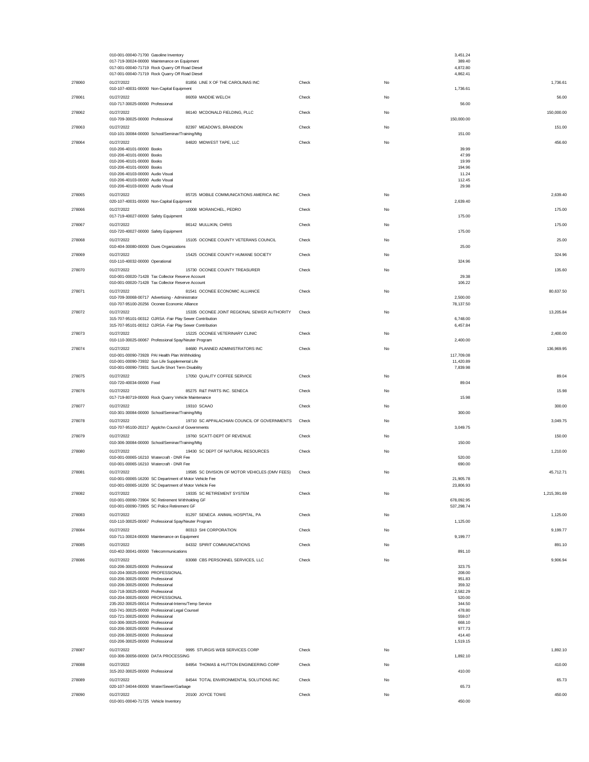| Check # | Date / Account | Vendor | Type | Void | Account Amount | Check Amount |
|---|---|---|---|---|---|---|
| | 010-001-00040-71700 Gasoline Inventory | | | | 3,451.24 | |
| | 017-719-30024-00000 Maintenance on Equipment | | | | 389.40 | |
| | 017-001-00040-71719 Rock Quarry Off Road Diesel | | | | 4,872.80 | |
| | 017-001-00040-71719 Rock Quarry Off Road Diesel | | | | 4,862.41 | |
| 278060 | 01/27/2022 | 81856 LINE X OF THE CAROLINAS INC | Check | No | | 1,736.61 |
| | 010-107-40031-00000 Non-Capital Equipment | | | | 1,736.61 | |
| 278061 | 01/27/2022 | 86059 MADDIE WELCH | Check | No | | 56.00 |
| | 010-717-30025-00000 Professional | | | | 56.00 | |
| 278062 | 01/27/2022 | 86140 MCDONALD FIELDING, PLLC | Check | No | | 150,000.00 |
| | 010-709-30025-00000 Professional | | | | 150,000.00 | |
| 278063 | 01/27/2022 | 82397 MEADOWS, BRANDON | Check | No | | 151.00 |
| | 010-101-30084-00000 School/Seminar/Training/Mtg | | | | 151.00 | |
| 278064 | 01/27/2022 | 84820 MIDWEST TAPE, LLC | Check | No | | 456.60 |
| | 010-206-40101-00000 Books | | | | 39.99 | |
| | 010-206-40101-00000 Books | | | | 47.99 | |
| | 010-206-40101-00000 Books | | | | 19.99 | |
| | 010-206-40101-00000 Books | | | | 194.96 | |
| | 010-206-40103-00000 Audio Visual | | | | 11.24 | |
| | 010-206-40103-00000 Audio Visual | | | | 112.45 | |
| | 010-206-40103-00000 Audio Visual | | | | 29.98 | |
| 278065 | 01/27/2022 | 85725 MOBILE COMMUNICATIONS AMERICA INC | Check | No | | 2,639.40 |
| | 020-107-40031-00000 Non-Capital Equipment | | | | 2,639.40 | |
| 278066 | 01/27/2022 | 10008 MORANCHEL, PEDRO | Check | No | | 175.00 |
| | 017-719-40027-00000 Safety Equipment | | | | 175.00 | |
| 278067 | 01/27/2022 | 86142 MULLIKIN, CHRIS | Check | No | | 175.00 |
| | 010-720-40027-00000 Safety Equipment | | | | 175.00 | |
| 278068 | 01/27/2022 | 15105 OCONEE COUNTY VETERANS COUNCIL | Check | No | | 25.00 |
| | 010-404-30080-00000 Dues Organizations | | | | 25.00 | |
| 278069 | 01/27/2022 | 15425 OCONEE COUNTY HUMANE SOCIETY | Check | No | | 324.96 |
| | 010-110-40032-00000 Operational | | | | 324.96 | |
| 278070 | 01/27/2022 | 15730 OCONEE COUNTY TREASURER | Check | No | | 135.60 |
| | 010-001-00020-71428 Tax Collector Reserve Account | | | | 29.38 | |
| | 010-001-00020-71428 Tax Collector Reserve Account | | | | 106.22 | |
| 278071 | 01/27/2022 | 81541 OCONEE ECONOMIC ALLIANCE | Check | No | | 80,637.50 |
| | 010-709-30068-00717 Advertising - Administrator | | | | 2,500.00 | |
| | 010-707-95100-20256 Oconee Economic Alliance | | | | 78,137.50 | |
| 278072 | 01/27/2022 | 15335 OCONEE JOINT REGIONAL SEWER AUTHORITY | Check | No | | 13,205.84 |
| | 315-707-95101-00312 OJRSA -Fair Play Sewer Contribution | | | | 6,748.00 | |
| | 315-707-95101-00312 OJRSA -Fair Play Sewer Contribution | | | | 6,457.84 | |
| 278073 | 01/27/2022 | 15225 OCONEE VETERINARY CLINIC | Check | No | | 2,400.00 |
| | 010-110-30025-00067 Professional Spay/Neuter Program | | | | 2,400.00 | |
| 278074 | 01/27/2022 | 84680 PLANNED ADMINISTRATORS INC | Check | No | | 136,969.95 |
| | 010-001-00090-73928 PAI Health Plan Withholding | | | | 117,709.08 | |
| | 010-001-00090-73932 Sun Life Supplemental Life | | | | 11,420.89 | |
| | 010-001-00090-73931 SunLife Short Term Disability | | | | 7,839.98 | |
| 278075 | 01/27/2022 | 17050 QUALITY COFFEE SERVICE | Check | No | | 89.04 |
| | 010-720-40034-00000 Food | | | | 89.04 | |
| 278076 | 01/27/2022 | 85275 R&T PARTS INC. SENECA | Check | No | | 15.98 |
| | 017-719-80719-00000 Rock Quarry Vehicle Maintenance | | | | 15.98 | |
| 278077 | 01/27/2022 | 19310 SCAAO | Check | No | | 300.00 |
| | 010-301-30084-00000 School/Seminar/Training/Mtg | | | | 300.00 | |
| 278078 | 01/27/2022 | 19710 SC APPALACHIAN COUNCIL OF GOVERNMENTS | Check | No | | 3,049.75 |
| | 010-707-95100-20217 Applchn Council of Governments | | | | 3,049.75 | |
| 278079 | 01/27/2022 | 19760 SCATT-DEPT OF REVENUE | Check | No | | 150.00 |
| | 010-306-30084-00000 School/Seminar/Training/Mtg | | | | 150.00 | |
| 278080 | 01/27/2022 | 19430 SC DEPT OF NATURAL RESOURCES | Check | No | | 1,210.00 |
| | 010-001-00065-16210 Watercraft - DNR Fee | | | | 520.00 | |
| | 010-001-00065-16210 Watercraft - DNR Fee | | | | 690.00 | |
| 278081 | 01/27/2022 | 19585 SC DIVISION OF MOTOR VEHICLES (DMV FEES) | Check | No | | 45,712.71 |
| | 010-001-00065-16200 SC Department of Motor Vehicle Fee | | | | 21,905.78 | |
| | 010-001-00065-16200 SC Department of Motor Vehicle Fee | | | | 23,806.93 | |
| 278082 | 01/27/2022 | 19335 SC RETIREMENT SYSTEM | Check | No | | 1,215,391.69 |
| | 010-001-00090-73904 SC Retirement Withholding GF | | | | 678,092.95 | |
| | 010-001-00090-73905 SC Police Retirement GF | | | | 537,298.74 | |
| 278083 | 01/27/2022 | 81297 SENECA ANIMAL HOSPITAL, PA | Check | No | | 1,125.00 |
| | 010-110-30025-00067 Professional Spay/Neuter Program | | | | 1,125.00 | |
| 278084 | 01/27/2022 | 80313 SHI CORPORATION | Check | No | | 9,199.77 |
| | 010-711-30024-00000 Maintenance on Equipment | | | | 9,199.77 | |
| 278085 | 01/27/2022 | 84332 SPIRIT COMMUNICATIONS | Check | No | | 891.10 |
| | 010-402-30041-00000 Telecommunications | | | | 891.10 | |
| 278086 | 01/27/2022 | 83088 CBS PERSONNEL SERVICES, LLC | Check | No | | 9,906.94 |
| | 010-206-30025-00000 Professional | | | | 323.75 | |
| | 010-204-30025-00000 PROFESSIONAL | | | | 208.00 | |
| | 010-206-30025-00000 Professional | | | | 951.83 | |
| | 010-206-30025-00000 Professional | | | | 359.32 | |
| | 010-718-30025-00000 Professional | | | | 2,582.29 | |
| | 010-204-30025-00000 PROFESSIONAL | | | | 520.00 | |
| | 235-202-30025-00014 Professional-Interns/Temp Service | | | | 344.50 | |
| | 010-741-30025-00000 Professional Legal Counsel | | | | 478.80 | |
| | 010-721-30025-00000 Professional | | | | 559.07 | |
| | 010-306-30025-00000 Professional | | | | 668.10 | |
| | 010-206-30025-00000 Professional | | | | 977.73 | |
| | 010-206-30025-00000 Professional | | | | 414.40 | |
| | 010-206-30025-00000 Professional | | | | 1,519.15 | |
| 278087 | 01/27/2022 | 9995 STURGIS WEB SERVICES CORP | Check | No | | 1,892.10 |
| | 010-306-30056-00000 DATA PROCESSING | | | | 1,892.10 | |
| 278088 | 01/27/2022 | 84954 THOMAS & HUTTON ENGINEERING CORP | Check | No | | 410.00 |
| | 315-202-30025-00000 Professional | | | | 410.00 | |
| 278089 | 01/27/2022 | 84544 TOTAL ENVIRONMENTAL SOLUTIONS INC | Check | No | | 65.73 |
| | 020-107-34044-00000 Water/Sewer/Garbage | | | | 65.73 | |
| 278090 | 01/27/2022 | 20100 JOYCE TOWE | Check | No | | 450.00 |
| | 010-001-00040-71725 Vehicle Inventory | | | | 450.00 | |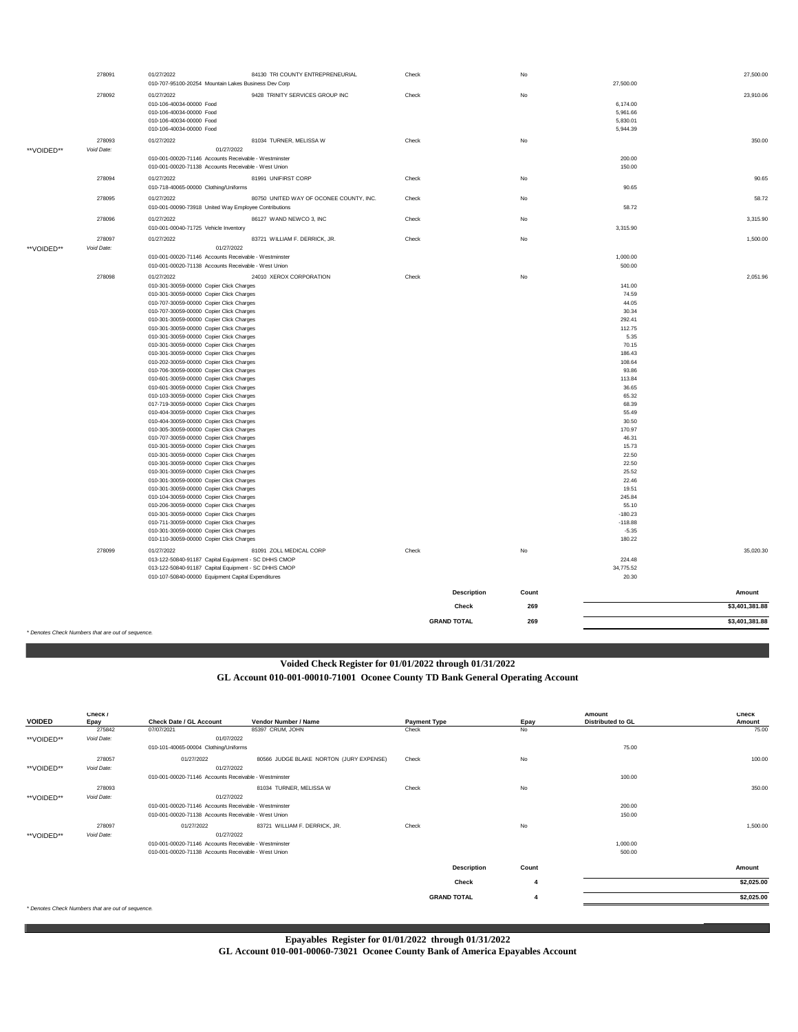| | Check / Epay | Check Date / GL Account | Vendor Number / Name | Payment Type | Epay | Amount Distributed to GL | Check Amount |
|---|---|---|---|---|---|---|---|
| | 278091 | 01/27/2022 | 84130 TRI COUNTY ENTREPRENEURIAL | Check | No | | 27,500.00 |
| | | 010-707-95100-20254 Mountain Lakes Business Dev Corp | | | | 27,500.00 | |
| | 278092 | 01/27/2022 | 9428 TRINITY SERVICES GROUP INC | Check | No | | 23,910.06 |
| | | 010-106-40034-00000 Food | | | | 6,174.00 | |
| | | 010-106-40034-00000 Food | | | | 5,961.66 | |
| | | 010-106-40034-00000 Food | | | | 5,830.01 | |
| | | 010-106-40034-00000 Food | | | | 5,944.39 | |
| | 278093 | 01/27/2022 | 81034 TURNER, MELISSA W | Check | No | | 350.00 |
| **VOIDED** | Void Date: | 01/27/2022 | | | | | |
| | | 010-001-00020-71146 Accounts Receivable - Westminster | | | | 200.00 | |
| | | 010-001-00020-71138 Accounts Receivable - West Union | | | | 150.00 | |
| | 278094 | 01/27/2022 | 81991 UNIFIRST CORP | Check | No | | 90.65 |
| | | 010-718-40065-00000 Clothing/Uniforms | | | | 90.65 | |
| | 278095 | 01/27/2022 | 80750 UNITED WAY OF OCONEE COUNTY, INC. | Check | No | | 58.72 |
| | | 010-001-00090-73918 United Way Employee Contributions | | | | 58.72 | |
| | 278096 | 01/27/2022 | 86127 WAND NEWCO 3, INC | Check | No | | 3,315.90 |
| | | 010-001-00040-71725 Vehicle Inventory | | | | 3,315.90 | |
| | 278097 | 01/27/2022 | 83721 WILLIAM F. DERRICK, JR. | Check | No | | 1,500.00 |
| **VOIDED** | Void Date: | 01/27/2022 | | | | | |
| | | 010-001-00020-71146 Accounts Receivable - Westminster | | | | 1,000.00 | |
| | | 010-001-00020-71138 Accounts Receivable - West Union | | | | 500.00 | |
| | 278098 | 01/27/2022 | 24010 XEROX CORPORATION | Check | No | | 2,051.96 |
| | | 010-301-30059-00000 Copier Click Charges | | | | 141.00 | |
| | | 010-301-30059-00000 Copier Click Charges | | | | 74.59 | |
| | | 010-707-30059-00000 Copier Click Charges | | | | 44.05 | |
| | | 010-707-30059-00000 Copier Click Charges | | | | 30.34 | |
| | | 010-301-30059-00000 Copier Click Charges | | | | 292.41 | |
| | | 010-301-30059-00000 Copier Click Charges | | | | 112.75 | |
| | | 010-301-30059-00000 Copier Click Charges | | | | 5.35 | |
| | | 010-301-30059-00000 Copier Click Charges | | | | 70.15 | |
| | | 010-301-30059-00000 Copier Click Charges | | | | 186.43 | |
| | | 010-202-30059-00000 Copier Click Charges | | | | 108.64 | |
| | | 010-706-30059-00000 Copier Click Charges | | | | 93.86 | |
| | | 010-601-30059-00000 Copier Click Charges | | | | 113.84 | |
| | | 010-601-30059-00000 Copier Click Charges | | | | 36.65 | |
| | | 010-103-30059-00000 Copier Click Charges | | | | 65.32 | |
| | | 017-719-30059-00000 Copier Click Charges | | | | 68.39 | |
| | | 010-404-30059-00000 Copier Click Charges | | | | 55.49 | |
| | | 010-404-30059-00000 Copier Click Charges | | | | 30.50 | |
| | | 010-305-30059-00000 Copier Click Charges | | | | 170.97 | |
| | | 010-707-30059-00000 Copier Click Charges | | | | 46.31 | |
| | | 010-301-30059-00000 Copier Click Charges | | | | 15.73 | |
| | | 010-301-30059-00000 Copier Click Charges | | | | 22.50 | |
| | | 010-301-30059-00000 Copier Click Charges | | | | 22.50 | |
| | | 010-301-30059-00000 Copier Click Charges | | | | 25.52 | |
| | | 010-301-30059-00000 Copier Click Charges | | | | 22.46 | |
| | | 010-301-30059-00000 Copier Click Charges | | | | 19.51 | |
| | | 010-104-30059-00000 Copier Click Charges | | | | 245.84 | |
| | | 010-206-30059-00000 Copier Click Charges | | | | 55.10 | |
| | | 010-301-30059-00000 Copier Click Charges | | | | -180.23 | |
| | | 010-711-30059-00000 Copier Click Charges | | | | -118.88 | |
| | | 010-301-30059-00000 Copier Click Charges | | | | -5.35 | |
| | | 010-110-30059-00000 Copier Click Charges | | | | 180.22 | |
| | 278099 | 01/27/2022 | 81091 ZOLL MEDICAL CORP | Check | No | | 35,020.30 |
| | | 013-122-50840-91187 Capital Equipment - SC DHHS CMOP | | | | 224.48 | |
| | | 013-122-50840-91187 Capital Equipment - SC DHHS CMOP | | | | 34,775.52 | |
| | | 010-107-50840-00000 Equipment Capital Expenditures | | | | 20.30 | |

| Description | Count | Amount |
|---|---|---|
| Check | 269 | $3,401,381.88 |
| GRAND TOTAL | 269 | $3,401,381.88 |

*\* Denotes Check Numbers that are out of sequence.*

## Voided Check Register for 01/01/2022 through 01/31/2022

### GL Account 010-001-00010-71001 Oconee County TD Bank General Operating Account

| VOIDED | Check / Epay | Check Date / GL Account | Vendor Number / Name | Payment Type | Epay | Amount Distributed to GL | Check Amount |
|---|---|---|---|---|---|---|---|
| | 275842 | 07/07/2021 | 85397 CRUM, JOHN | Check | No | | 75.00 |
| **VOIDED** | Void Date: | 01/07/2022 | | | | | |
| | | 010-101-40065-00004 Clothing/Uniforms | | | | 75.00 | |
| | 278057 | 01/27/2022 | 80566 JUDGE BLAKE NORTON (JURY EXPENSE) | Check | No | | 100.00 |
| **VOIDED** | Void Date: | 01/27/2022 | | | | | |
| | | 010-001-00020-71146 Accounts Receivable - Westminster | | | | 100.00 | |
| | 278093 | | 81034 TURNER, MELISSA W | Check | No | | 350.00 |
| **VOIDED** | Void Date: | 01/27/2022 | | | | | |
| | | 010-001-00020-71146 Accounts Receivable - Westminster | | | | 200.00 | |
| | | 010-001-00020-71138 Accounts Receivable - West Union | | | | 150.00 | |
| | 278097 | 01/27/2022 | 83721 WILLIAM F. DERRICK, JR. | Check | No | | 1,500.00 |
| **VOIDED** | Void Date: | 01/27/2022 | | | | | |
| | | 010-001-00020-71146 Accounts Receivable - Westminster | | | | 1,000.00 | |
| | | 010-001-00020-71138 Accounts Receivable - West Union | | | | 500.00 | |

| Description | Count | Amount |
|---|---|---|
| Check | 4 | $2,025.00 |
| GRAND TOTAL | 4 | $2,025.00 |

*\* Denotes Check Numbers that are out of sequence.*

## Epayables Register for 01/01/2022 through 01/31/2022

### GL Account 010-001-00060-73021 Oconee County Bank of America Epayables Account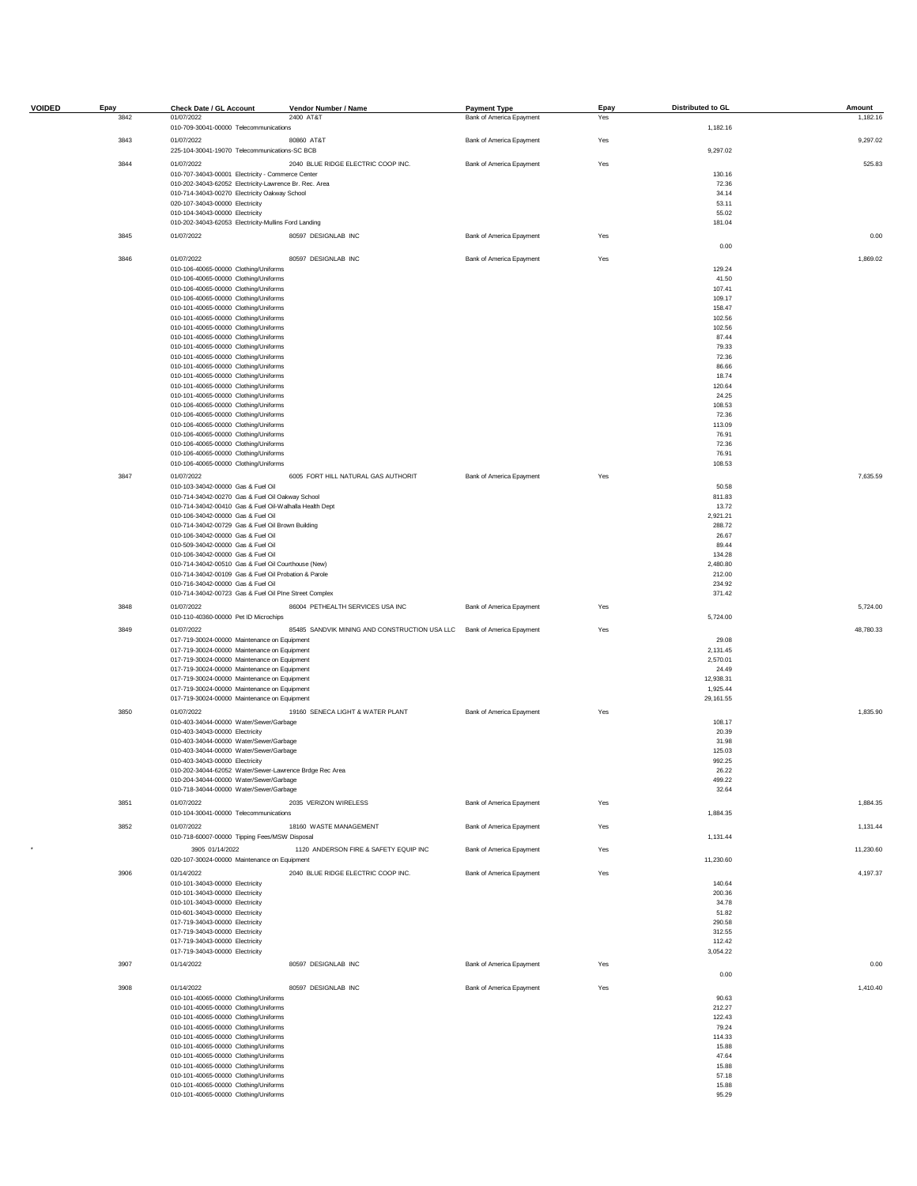| VOIDED | Epay | Check Date / GL Account | Vendor Number / Name | Payment Type | Epay | Distributed to GL | Amount |
|---|---|---|---|---|---|---|---|
| | 3842 | 01/07/2022 | 2400 AT&T | Bank of America Epayment | Yes | | 1,182.16 |
| | | 010-709-30041-00000 Telecommunications | | | | 1,182.16 | |
| | 3843 | 01/07/2022 | 80860 AT&T | Bank of America Epayment | Yes | | 9,297.02 |
| | | 225-104-30041-19070 Telecommunications-SC BCB | | | | 9,297.02 | |
| | 3844 | 01/07/2022 | 2040 BLUE RIDGE ELECTRIC COOP INC. | Bank of America Epayment | Yes | | 525.83 |
| | | 010-707-34043-00001 Electricity - Commerce Center | | | | 130.16 | |
| | | 010-202-34043-62052 Electricity-Lawrence Br. Rec. Area | | | | 72.36 | |
| | | 010-714-34043-00270 Electricity Oakway School | | | | 34.14 | |
| | | 020-107-34043-00000 Electricity | | | | 53.11 | |
| | | 010-104-34043-00000 Electricity | | | | 55.02 | |
| | | 010-202-34043-62053 Electricity-Mullins Ford Landing | | | | 181.04 | |
| | 3845 | 01/07/2022 | 80597 DESIGNLAB INC | Bank of America Epayment | Yes | | 0.00 |
| | | | | | | 0.00 | |
| | 3846 | 01/07/2022 | 80597 DESIGNLAB INC | Bank of America Epayment | Yes | | 1,869.02 |
| | | 010-106-40065-00000 Clothing/Uniforms | | | | 129.24 | |
| | | 010-106-40065-00000 Clothing/Uniforms | | | | 41.50 | |
| | | 010-106-40065-00000 Clothing/Uniforms | | | | 107.41 | |
| | | 010-106-40065-00000 Clothing/Uniforms | | | | 109.17 | |
| | | 010-101-40065-00000 Clothing/Uniforms | | | | 158.47 | |
| | | 010-101-40065-00000 Clothing/Uniforms | | | | 102.56 | |
| | | 010-101-40065-00000 Clothing/Uniforms | | | | 102.56 | |
| | | 010-101-40065-00000 Clothing/Uniforms | | | | 87.44 | |
| | | 010-101-40065-00000 Clothing/Uniforms | | | | 79.33 | |
| | | 010-101-40065-00000 Clothing/Uniforms | | | | 72.36 | |
| | | 010-101-40065-00000 Clothing/Uniforms | | | | 86.66 | |
| | | 010-101-40065-00000 Clothing/Uniforms | | | | 18.74 | |
| | | 010-101-40065-00000 Clothing/Uniforms | | | | 120.64 | |
| | | 010-101-40065-00000 Clothing/Uniforms | | | | 24.25 | |
| | | 010-106-40065-00000 Clothing/Uniforms | | | | 108.53 | |
| | | 010-106-40065-00000 Clothing/Uniforms | | | | 72.36 | |
| | | 010-106-40065-00000 Clothing/Uniforms | | | | 113.09 | |
| | | 010-106-40065-00000 Clothing/Uniforms | | | | 76.91 | |
| | | 010-106-40065-00000 Clothing/Uniforms | | | | 72.36 | |
| | | 010-106-40065-00000 Clothing/Uniforms | | | | 76.91 | |
| | | 010-106-40065-00000 Clothing/Uniforms | | | | 108.53 | |
| | 3847 | 01/07/2022 | 6005 FORT HILL NATURAL GAS AUTHORIT | Bank of America Epayment | Yes | | 7,635.59 |
| | | 010-103-34042-00000 Gas & Fuel Oil | | | | 50.58 | |
| | | 010-714-34042-00270 Gas & Fuel Oil Oakway School | | | | 811.83 | |
| | | 010-714-34042-00410 Gas & Fuel Oil-Walhalla Health Dept | | | | 13.72 | |
| | | 010-106-34042-00000 Gas & Fuel Oil | | | | 2,921.21 | |
| | | 010-714-34042-00729 Gas & Fuel Oil Brown Building | | | | 288.72 | |
| | | 010-106-34042-00000 Gas & Fuel Oil | | | | 26.67 | |
| | | 010-509-34042-00000 Gas & Fuel Oil | | | | 89.44 | |
| | | 010-106-34042-00000 Gas & Fuel Oil | | | | 134.28 | |
| | | 010-714-34042-00510 Gas & Fuel Oil Courthouse (New) | | | | 2,480.80 | |
| | | 010-714-34042-00109 Gas & Fuel Oil Probation & Parole | | | | 212.00 | |
| | | 010-716-34042-00000 Gas & Fuel Oil | | | | 234.92 | |
| | | 010-714-34042-00723 Gas & Fuel Oil Pine Street Complex | | | | 371.42 | |
| | 3848 | 01/07/2022 | 86004 PETHEALTH SERVICES USA INC | Bank of America Epayment | Yes | | 5,724.00 |
| | | 010-110-40360-00000 Pet ID Microchips | | | | 5,724.00 | |
| | 3849 | 01/07/2022 | 85485 SANDVIK MINING AND CONSTRUCTION USA LLC | Bank of America Epayment | Yes | | 48,780.33 |
| | | 017-719-30024-00000 Maintenance on Equipment | | | | 29.08 | |
| | | 017-719-30024-00000 Maintenance on Equipment | | | | 2,131.45 | |
| | | 017-719-30024-00000 Maintenance on Equipment | | | | 2,570.01 | |
| | | 017-719-30024-00000 Maintenance on Equipment | | | | 24.49 | |
| | | 017-719-30024-00000 Maintenance on Equipment | | | | 12,938.31 | |
| | | 017-719-30024-00000 Maintenance on Equipment | | | | 1,925.44 | |
| | | 017-719-30024-00000 Maintenance on Equipment | | | | 29,161.55 | |
| | 3850 | 01/07/2022 | 19160 SENECA LIGHT & WATER PLANT | Bank of America Epayment | Yes | | 1,835.90 |
| | | 010-403-34044-00000 Water/Sewer/Garbage | | | | 108.17 | |
| | | 010-403-34043-00000 Electricity | | | | 20.39 | |
| | | 010-403-34044-00000 Water/Sewer/Garbage | | | | 31.98 | |
| | | 010-403-34044-00000 Water/Sewer/Garbage | | | | 125.03 | |
| | | 010-403-34043-00000 Electricity | | | | 992.25 | |
| | | 010-202-34044-62052 Water/Sewer-Lawrence Brdge Rec Area | | | | 26.22 | |
| | | 010-204-34044-00000 Water/Sewer/Garbage | | | | 499.22 | |
| | | 010-718-34044-00000 Water/Sewer/Garbage | | | | 32.64 | |
| | 3851 | 01/07/2022 | 2035 VERIZON WIRELESS | Bank of America Epayment | Yes | | 1,884.35 |
| | | 010-104-30041-00000 Telecommunications | | | | 1,884.35 | |
| | 3852 | 01/07/2022 | 18160 WASTE MANAGEMENT | Bank of America Epayment | Yes | | 1,131.44 |
| | | 010-718-60007-00000 Tipping Fees/MSW Disposal | | | | 1,131.44 | |
| * | | 3905 01/14/2022 | 1120 ANDERSON FIRE & SAFETY EQUIP INC | Bank of America Epayment | Yes | | 11,230.60 |
| | | 020-107-30024-00000 Maintenance on Equipment | | | | 11,230.60 | |
| | 3906 | 01/14/2022 | 2040 BLUE RIDGE ELECTRIC COOP INC. | Bank of America Epayment | Yes | | 4,197.37 |
| | | 010-101-34043-00000 Electricity | | | | 140.64 | |
| | | 010-101-34043-00000 Electricity | | | | 200.36 | |
| | | 010-101-34043-00000 Electricity | | | | 34.78 | |
| | | 010-601-34043-00000 Electricity | | | | 51.82 | |
| | | 017-719-34043-00000 Electricity | | | | 290.58 | |
| | | 017-719-34043-00000 Electricity | | | | 312.55 | |
| | | 017-719-34043-00000 Electricity | | | | 112.42 | |
| | | 017-719-34043-00000 Electricity | | | | 3,054.22 | |
| | 3907 | 01/14/2022 | 80597 DESIGNLAB INC | Bank of America Epayment | Yes | | 0.00 |
| | | | | | | 0.00 | |
| | 3908 | 01/14/2022 | 80597 DESIGNLAB INC | Bank of America Epayment | Yes | | 1,410.40 |
| | | 010-101-40065-00000 Clothing/Uniforms | | | | 90.63 | |
| | | 010-101-40065-00000 Clothing/Uniforms | | | | 212.27 | |
| | | 010-101-40065-00000 Clothing/Uniforms | | | | 122.43 | |
| | | 010-101-40065-00000 Clothing/Uniforms | | | | 79.24 | |
| | | 010-101-40065-00000 Clothing/Uniforms | | | | 114.33 | |
| | | 010-101-40065-00000 Clothing/Uniforms | | | | 15.88 | |
| | | 010-101-40065-00000 Clothing/Uniforms | | | | 47.64 | |
| | | 010-101-40065-00000 Clothing/Uniforms | | | | 15.88 | |
| | | 010-101-40065-00000 Clothing/Uniforms | | | | 57.18 | |
| | | 010-101-40065-00000 Clothing/Uniforms | | | | 15.88 | |
| | | 010-101-40065-00000 Clothing/Uniforms | | | | 95.29 | |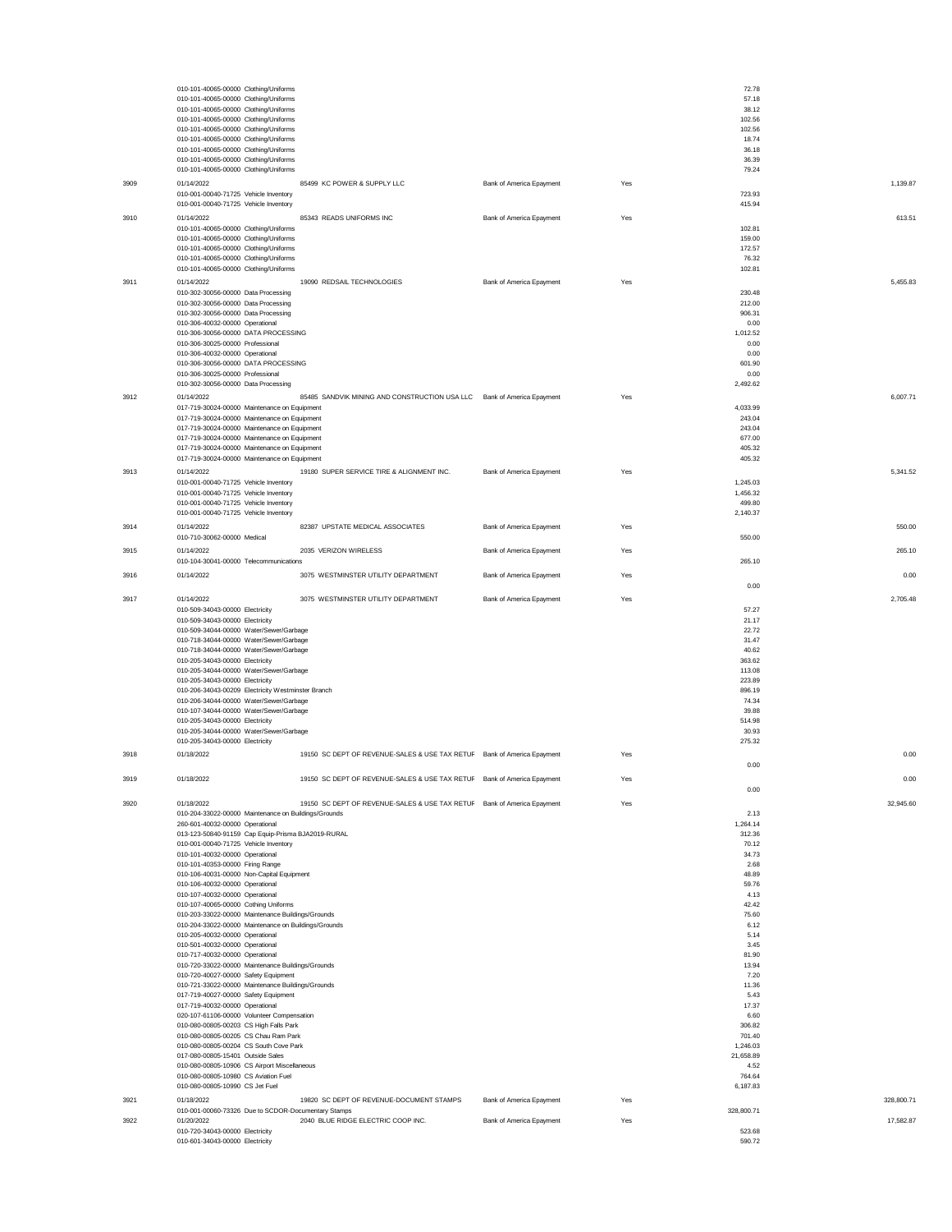| Check # | Date / Account | Vendor | Payment Type | Cleared | Line Amount | Total |
|---|---|---|---|---|---|---|
| | 010-101-40065-00000 Clothing/Uniforms | | | | 72.78 | |
| | 010-101-40065-00000 Clothing/Uniforms | | | | 57.18 | |
| | 010-101-40065-00000 Clothing/Uniforms | | | | 38.12 | |
| | 010-101-40065-00000 Clothing/Uniforms | | | | 102.56 | |
| | 010-101-40065-00000 Clothing/Uniforms | | | | 102.56 | |
| | 010-101-40065-00000 Clothing/Uniforms | | | | 18.74 | |
| | 010-101-40065-00000 Clothing/Uniforms | | | | 36.18 | |
| | 010-101-40065-00000 Clothing/Uniforms | | | | 36.39 | |
| | 010-101-40065-00000 Clothing/Uniforms | | | | 79.24 | |
| 3909 | 01/14/2022 | 85499 KC POWER & SUPPLY LLC | Bank of America Epayment | Yes | | 1,139.87 |
| | 010-001-00040-71725 Vehicle Inventory | | | | 723.93 | |
| | 010-001-00040-71725 Vehicle Inventory | | | | 415.94 | |
| 3910 | 01/14/2022 | 85343 READS UNIFORMS INC | Bank of America Epayment | Yes | | 613.51 |
| | 010-101-40065-00000 Clothing/Uniforms | | | | 102.81 | |
| | 010-101-40065-00000 Clothing/Uniforms | | | | 159.00 | |
| | 010-101-40065-00000 Clothing/Uniforms | | | | 172.57 | |
| | 010-101-40065-00000 Clothing/Uniforms | | | | 76.32 | |
| | 010-101-40065-00000 Clothing/Uniforms | | | | 102.81 | |
| 3911 | 01/14/2022 | 19090 REDSAIL TECHNOLOGIES | Bank of America Epayment | Yes | | 5,455.83 |
| | 010-302-30056-00000 Data Processing | | | | 230.48 | |
| | 010-302-30056-00000 Data Processing | | | | 212.00 | |
| | 010-302-30056-00000 Data Processing | | | | 906.31 | |
| | 010-306-40032-00000 Operational | | | | 0.00 | |
| | 010-306-30056-00000 DATA PROCESSING | | | | 1,012.52 | |
| | 010-306-30025-00000 Professional | | | | 0.00 | |
| | 010-306-40032-00000 Operational | | | | 0.00 | |
| | 010-306-30056-00000 DATA PROCESSING | | | | 601.90 | |
| | 010-306-30025-00000 Professional | | | | 0.00 | |
| | 010-302-30056-00000 Data Processing | | | | 2,492.62 | |
| 3912 | 01/14/2022 | 85485 SANDVIK MINING AND CONSTRUCTION USA LLC | Bank of America Epayment | Yes | | 6,007.71 |
| | 017-719-30024-00000 Maintenance on Equipment | | | | 4,033.99 | |
| | 017-719-30024-00000 Maintenance on Equipment | | | | 243.04 | |
| | 017-719-30024-00000 Maintenance on Equipment | | | | 243.04 | |
| | 017-719-30024-00000 Maintenance on Equipment | | | | 677.00 | |
| | 017-719-30024-00000 Maintenance on Equipment | | | | 405.32 | |
| | 017-719-30024-00000 Maintenance on Equipment | | | | 405.32 | |
| 3913 | 01/14/2022 | 19180 SUPER SERVICE TIRE & ALIGNMENT INC. | Bank of America Epayment | Yes | | 5,341.52 |
| | 010-001-00040-71725 Vehicle Inventory | | | | 1,245.03 | |
| | 010-001-00040-71725 Vehicle Inventory | | | | 1,456.32 | |
| | 010-001-00040-71725 Vehicle Inventory | | | | 499.80 | |
| | 010-001-00040-71725 Vehicle Inventory | | | | 2,140.37 | |
| 3914 | 01/14/2022 | 82387 UPSTATE MEDICAL ASSOCIATES | Bank of America Epayment | Yes | | 550.00 |
| | 010-710-30062-00000 Medical | | | | 550.00 | |
| 3915 | 01/14/2022 | 2035 VERIZON WIRELESS | Bank of America Epayment | Yes | | 265.10 |
| | 010-104-30041-00000 Telecommunications | | | | 265.10 | |
| 3916 | 01/14/2022 | 3075 WESTMINSTER UTILITY DEPARTMENT | Bank of America Epayment | Yes | | 0.00 |
| | | | | | 0.00 | |
| 3917 | 01/14/2022 | 3075 WESTMINSTER UTILITY DEPARTMENT | Bank of America Epayment | Yes | | 2,705.48 |
| | 010-509-34043-00000 Electricity | | | | 57.27 | |
| | 010-509-34043-00000 Electricity | | | | 21.17 | |
| | 010-509-34044-00000 Water/Sewer/Garbage | | | | 22.72 | |
| | 010-718-34044-00000 Water/Sewer/Garbage | | | | 31.47 | |
| | 010-718-34044-00000 Water/Sewer/Garbage | | | | 40.62 | |
| | 010-205-34043-00000 Electricity | | | | 363.62 | |
| | 010-205-34044-00000 Water/Sewer/Garbage | | | | 113.08 | |
| | 010-205-34043-00000 Electricity | | | | 223.89 | |
| | 010-206-34043-00209 Electricity Westminster Branch | | | | 896.19 | |
| | 010-206-34044-00000 Water/Sewer/Garbage | | | | 74.34 | |
| | 010-107-34044-00000 Water/Sewer/Garbage | | | | 39.88 | |
| | 010-205-34043-00000 Electricity | | | | 514.98 | |
| | 010-205-34044-00000 Water/Sewer/Garbage | | | | 30.93 | |
| | 010-205-34043-00000 Electricity | | | | 275.32 | |
| 3918 | 01/18/2022 | 19150 SC DEPT OF REVENUE-SALES & USE TAX RETUF | Bank of America Epayment | Yes | | 0.00 |
| | | | | | 0.00 | |
| 3919 | 01/18/2022 | 19150 SC DEPT OF REVENUE-SALES & USE TAX RETUF | Bank of America Epayment | Yes | | 0.00 |
| | | | | | 0.00 | |
| 3920 | 01/18/2022 | 19150 SC DEPT OF REVENUE-SALES & USE TAX RETUF | Bank of America Epayment | Yes | | 32,945.60 |
| | 010-204-33022-00000 Maintenance on Buildings/Grounds | | | | 2.13 | |
| | 260-601-40032-00000 Operational | | | | 1,264.14 | |
| | 013-123-50840-91159 Cap Equip-Prisma BJA2019-RURAL | | | | 312.36 | |
| | 010-001-00040-71725 Vehicle Inventory | | | | 70.12 | |
| | 010-101-40032-00000 Operational | | | | 34.73 | |
| | 010-101-40353-00000 Firing Range | | | | 2.68 | |
| | 010-106-40031-00000 Non-Capital Equipment | | | | 48.89 | |
| | 010-106-40032-00000 Operational | | | | 59.76 | |
| | 010-107-40032-00000 Operational | | | | 4.13 | |
| | 010-107-40065-00000 Cothing Uniforms | | | | 42.42 | |
| | 010-203-33022-00000 Maintenance Buildings/Grounds | | | | 75.60 | |
| | 010-204-33022-00000 Maintenance on Buildings/Grounds | | | | 6.12 | |
| | 010-205-40032-00000 Operational | | | | 5.14 | |
| | 010-501-40032-00000 Operational | | | | 3.45 | |
| | 010-717-40032-00000 Operational | | | | 81.90 | |
| | 010-720-33022-00000 Maintenance Buildings/Grounds | | | | 13.94 | |
| | 010-720-40027-00000 Safety Equipment | | | | 7.20 | |
| | 010-721-33022-00000 Maintenance Buildings/Grounds | | | | 11.36 | |
| | 017-719-40027-00000 Safety Equipment | | | | 5.43 | |
| | 017-719-40032-00000 Operational | | | | 17.37 | |
| | 020-107-61106-00000 Volunteer Compensation | | | | 6.60 | |
| | 010-080-00805-00203 CS High Falls Park | | | | 306.82 | |
| | 010-080-00805-00205 CS Chau Ram Park | | | | 701.40 | |
| | 010-080-00805-00204 CS South Cove Park | | | | 1,246.03 | |
| | 017-080-00805-15401 Outside Sales | | | | 21,658.89 | |
| | 010-080-00805-10906 CS Airport Miscellaneous | | | | 4.52 | |
| | 010-080-00805-10980 CS Aviation Fuel | | | | 764.64 | |
| | 010-080-00805-10990 CS Jet Fuel | | | | 6,187.83 | |
| 3921 | 01/18/2022 | 19820 SC DEPT OF REVENUE-DOCUMENT STAMPS | Bank of America Epayment | Yes | | 328,800.71 |
| | 010-001-00060-73326 Due to SCDOR-Documentary Stamps | | | | 328,800.71 | |
| 3922 | 01/20/2022 | 2040 BLUE RIDGE ELECTRIC COOP INC. | Bank of America Epayment | Yes | | 17,582.87 |
| | 010-720-34043-00000 Electricity | | | | 523.68 | |
| | 010-601-34043-00000 Electricity | | | | 590.72 | |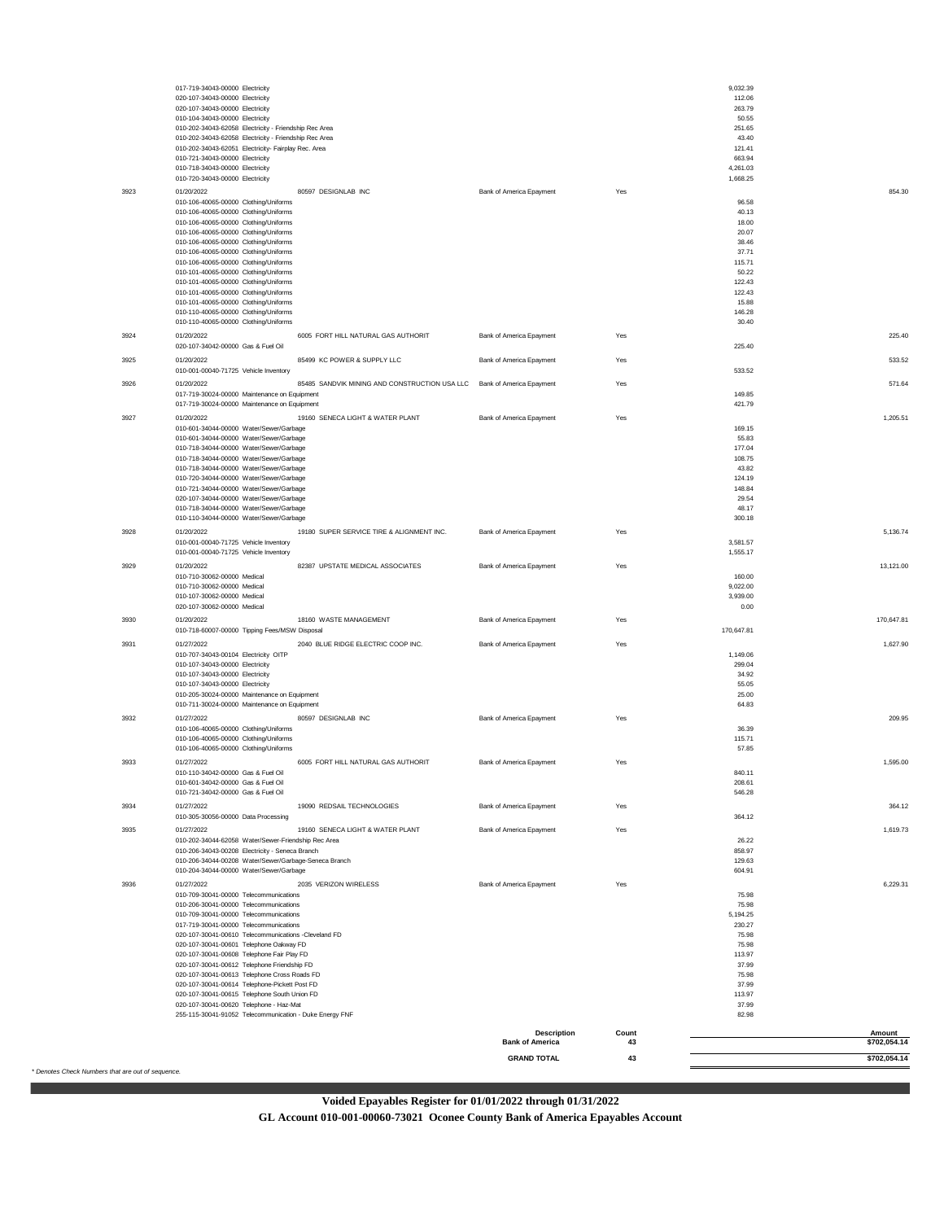| Check | Date / GL Account | Vendor | Bank | Cleared | Line Amount | Amount |
|---|---|---|---|---|---|---|
| | 017-719-34043-00000 Electricity | | | | 9,032.39 | |
| | 020-107-34043-00000 Electricity | | | | 112.06 | |
| | 020-107-34043-00000 Electricity | | | | 263.79 | |
| | 010-104-34043-00000 Electricity | | | | 50.55 | |
| | 010-202-34043-62058 Electricity - Friendship Rec Area | | | | 251.65 | |
| | 010-202-34043-62058 Electricity - Friendship Rec Area | | | | 43.40 | |
| | 010-202-34043-62051 Electricity- Fairplay Rec. Area | | | | 121.41 | |
| | 010-721-34043-00000 Electricity | | | | 663.94 | |
| | 010-718-34043-00000 Electricity | | | | 4,261.03 | |
| | 010-720-34043-00000 Electricity | | | | 1,668.25 | |
| 3923 | 01/20/2022 | 80597 DESIGNLAB INC | Bank of America Epayment | Yes | | 854.30 |
| | 010-106-40065-00000 Clothing/Uniforms | | | | 96.58 | |
| | 010-106-40065-00000 Clothing/Uniforms | | | | 40.13 | |
| | 010-106-40065-00000 Clothing/Uniforms | | | | 18.00 | |
| | 010-106-40065-00000 Clothing/Uniforms | | | | 20.07 | |
| | 010-106-40065-00000 Clothing/Uniforms | | | | 38.46 | |
| | 010-106-40065-00000 Clothing/Uniforms | | | | 37.71 | |
| | 010-106-40065-00000 Clothing/Uniforms | | | | 115.71 | |
| | 010-101-40065-00000 Clothing/Uniforms | | | | 50.22 | |
| | 010-101-40065-00000 Clothing/Uniforms | | | | 122.43 | |
| | 010-101-40065-00000 Clothing/Uniforms | | | | 122.43 | |
| | 010-101-40065-00000 Clothing/Uniforms | | | | 15.88 | |
| | 010-110-40065-00000 Clothing/Uniforms | | | | 146.28 | |
| | 010-110-40065-00000 Clothing/Uniforms | | | | 30.40 | |
| 3924 | 01/20/2022 | 6005 FORT HILL NATURAL GAS AUTHORIT | Bank of America Epayment | Yes | | 225.40 |
| | 020-107-34042-00000 Gas & Fuel Oil | | | | 225.40 | |
| 3925 | 01/20/2022 | 85499 KC POWER & SUPPLY LLC | Bank of America Epayment | Yes | | 533.52 |
| | 010-001-00040-71725 Vehicle Inventory | | | | 533.52 | |
| 3926 | 01/20/2022 | 85485 SANDVIK MINING AND CONSTRUCTION USA LLC | Bank of America Epayment | Yes | | 571.64 |
| | 017-719-30024-00000 Maintenance on Equipment | | | | 149.85 | |
| | 017-719-30024-00000 Maintenance on Equipment | | | | 421.79 | |
| 3927 | 01/20/2022 | 19160 SENECA LIGHT & WATER PLANT | Bank of America Epayment | Yes | | 1,205.51 |
| | 010-601-34044-00000 Water/Sewer/Garbage | | | | 169.15 | |
| | 010-601-34044-00000 Water/Sewer/Garbage | | | | 55.83 | |
| | 010-718-34044-00000 Water/Sewer/Garbage | | | | 177.04 | |
| | 010-718-34044-00000 Water/Sewer/Garbage | | | | 108.75 | |
| | 010-718-34044-00000 Water/Sewer/Garbage | | | | 43.82 | |
| | 010-720-34044-00000 Water/Sewer/Garbage | | | | 124.19 | |
| | 010-721-34044-00000 Water/Sewer/Garbage | | | | 148.84 | |
| | 020-107-34044-00000 Water/Sewer/Garbage | | | | 29.54 | |
| | 010-718-34044-00000 Water/Sewer/Garbage | | | | 48.17 | |
| | 010-110-34044-00000 Water/Sewer/Garbage | | | | 300.18 | |
| 3928 | 01/20/2022 | 19180 SUPER SERVICE TIRE & ALIGNMENT INC. | Bank of America Epayment | Yes | | 5,136.74 |
| | 010-001-00040-71725 Vehicle Inventory | | | | 3,581.57 | |
| | 010-001-00040-71725 Vehicle Inventory | | | | 1,555.17 | |
| 3929 | 01/20/2022 | 82387 UPSTATE MEDICAL ASSOCIATES | Bank of America Epayment | Yes | | 13,121.00 |
| | 010-710-30062-00000 Medical | | | | 160.00 | |
| | 010-710-30062-00000 Medical | | | | 9,022.00 | |
| | 010-107-30062-00000 Medical | | | | 3,939.00 | |
| | 020-107-30062-00000 Medical | | | | 0.00 | |
| 3930 | 01/20/2022 | 18160 WASTE MANAGEMENT | Bank of America Epayment | Yes | | 170,647.81 |
| | 010-718-60007-00000 Tipping Fees/MSW Disposal | | | | 170,647.81 | |
| 3931 | 01/27/2022 | 2040 BLUE RIDGE ELECTRIC COOP INC. | Bank of America Epayment | Yes | | 1,627.90 |
| | 010-707-34043-00104 Electricity OITP | | | | 1,149.06 | |
| | 010-107-34043-00000 Electricity | | | | 299.04 | |
| | 010-107-34043-00000 Electricity | | | | 34.92 | |
| | 010-107-34043-00000 Electricity | | | | 55.05 | |
| | 010-205-30024-00000 Maintenance on Equipment | | | | 25.00 | |
| | 010-711-30024-00000 Maintenance on Equipment | | | | 64.83 | |
| 3932 | 01/27/2022 | 80597 DESIGNLAB INC | Bank of America Epayment | Yes | | 209.95 |
| | 010-106-40065-00000 Clothing/Uniforms | | | | 36.39 | |
| | 010-106-40065-00000 Clothing/Uniforms | | | | 115.71 | |
| | 010-106-40065-00000 Clothing/Uniforms | | | | 57.85 | |
| 3933 | 01/27/2022 | 6005 FORT HILL NATURAL GAS AUTHORIT | Bank of America Epayment | Yes | | 1,595.00 |
| | 010-110-34042-00000 Gas & Fuel Oil | | | | 840.11 | |
| | 010-601-34042-00000 Gas & Fuel Oil | | | | 208.61 | |
| | 010-721-34042-00000 Gas & Fuel Oil | | | | 546.28 | |
| 3934 | 01/27/2022 | 19090 REDSAIL TECHNOLOGIES | Bank of America Epayment | Yes | | 364.12 |
| | 010-305-30056-00000 Data Processing | | | | 364.12 | |
| 3935 | 01/27/2022 | 19160 SENECA LIGHT & WATER PLANT | Bank of America Epayment | Yes | | 1,619.73 |
| | 010-202-34044-62058 Water/Sewer-Friendship Rec Area | | | | 26.22 | |
| | 010-206-34043-00208 Electricity - Seneca Branch | | | | 858.97 | |
| | 010-206-34044-00208 Water/Sewer/Garbage-Seneca Branch | | | | 129.63 | |
| | 010-204-34044-00000 Water/Sewer/Garbage | | | | 604.91 | |
| 3936 | 01/27/2022 | 2035 VERIZON WIRELESS | Bank of America Epayment | Yes | | 6,229.31 |
| | 010-709-30041-00000 Telecommunications | | | | 75.98 | |
| | 010-206-30041-00000 Telecommunications | | | | 75.98 | |
| | 010-709-30041-00000 Telecommunications | | | | 5,194.25 | |
| | 017-719-30041-00000 Telecommunications | | | | 230.27 | |
| | 020-107-30041-00610 Telecommunications -Cleveland FD | | | | 75.98 | |
| | 020-107-30041-00601 Telephone Oakway FD | | | | 75.98 | |
| | 020-107-30041-00608 Telephone Fair Play FD | | | | 113.97 | |
| | 020-107-30041-00612 Telephone Friendship FD | | | | 37.99 | |
| | 020-107-30041-00613 Telephone Cross Roads FD | | | | 75.98 | |
| | 020-107-30041-00614 Telephone-Pickett Post FD | | | | 37.99 | |
| | 020-107-30041-00615 Telephone South Union FD | | | | 113.97 | |
| | 020-107-30041-00620 Telephone - Haz-Mat | | | | 37.99 | |
| | 255-115-30041-91052 Telecommunication - Duke Energy FNF | | | | 82.98 | |

| Description | Count | Amount |
|---|---|---|
| Bank of America | 43 | $702,054.14 |
| **GRAND TOTAL** | **43** | **$702,054.14** |

* Denotes Check Numbers that are out of sequence.

**Voided Epayables Register for 01/01/2022 through 01/31/2022**

**GL Account 010-001-00060-73021 Oconee County Bank of America Epayables Account**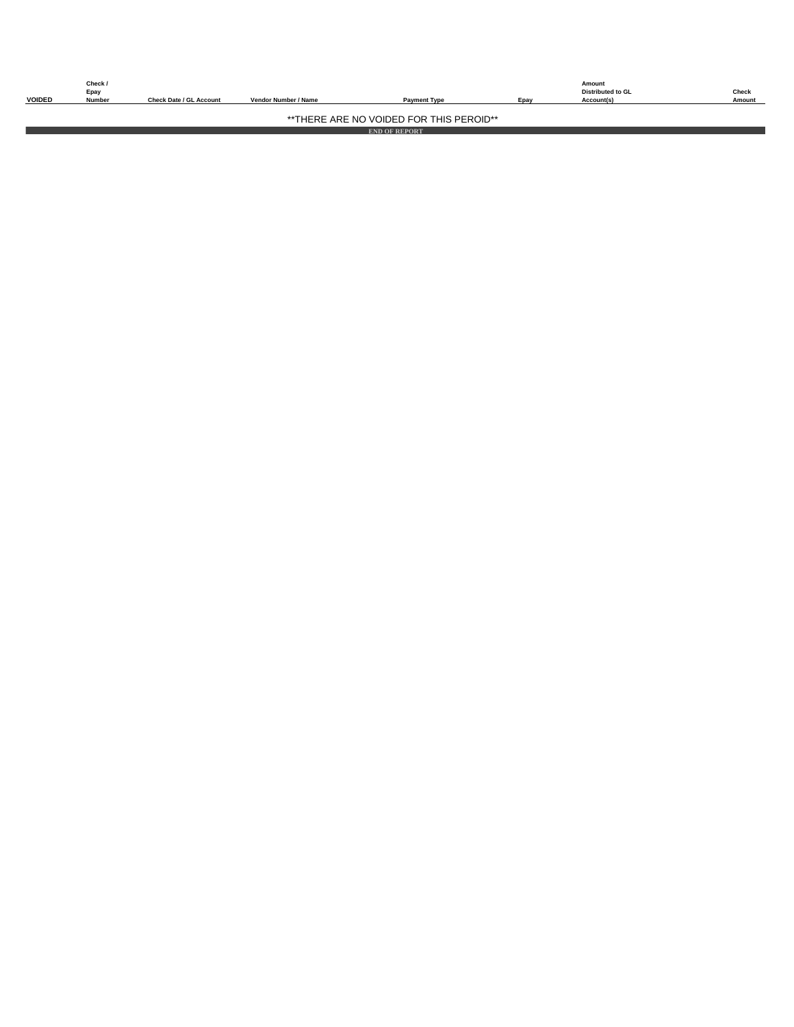| VOIDED | Check / Epay Number | Check Date / GL Account | Vendor Number / Name | Payment Type | Epay | Amount Distributed to GL Account(s) | Check Amount |
|---|---|---|---|---|---|---|---|

**THERE ARE NO VOIDED FOR THIS PEROID**

END OF REPORT